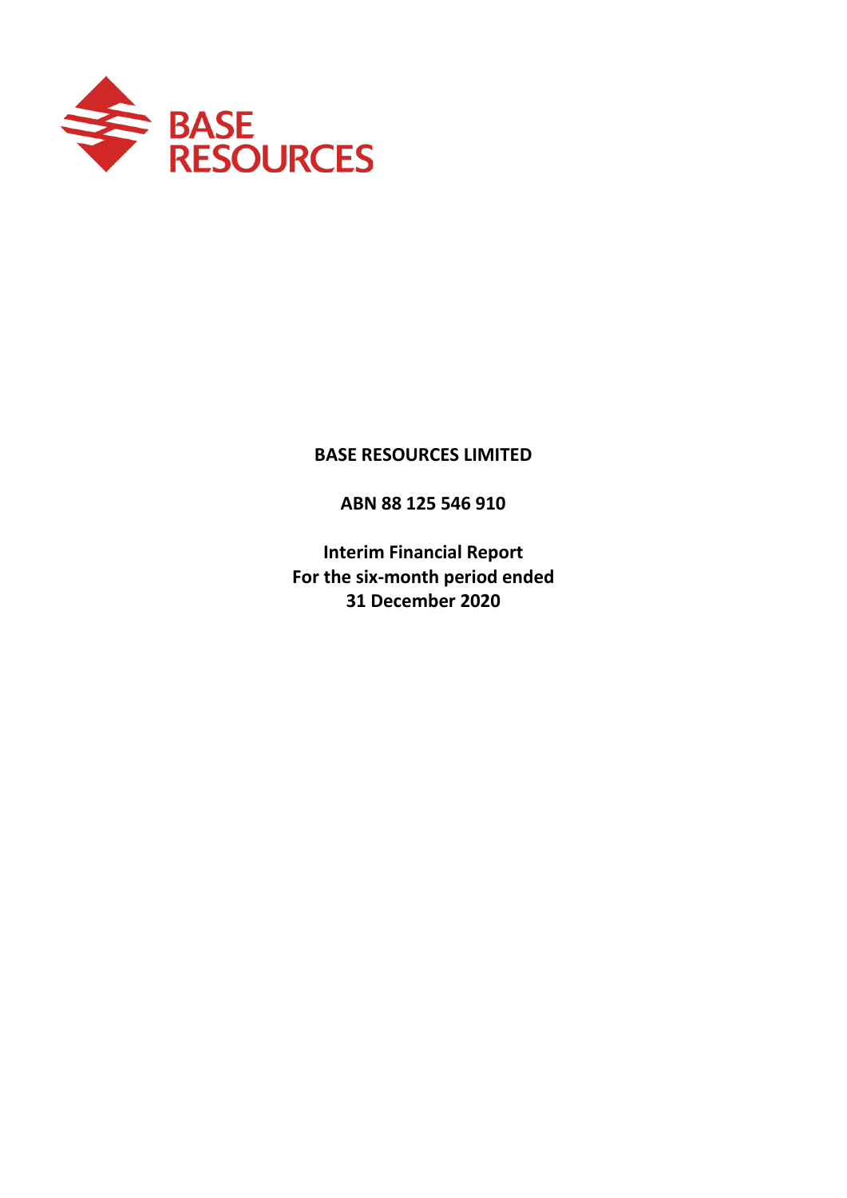BASE RESOURCES

# BASE RESOURCES LIMITED

**ABN 88 125 546 910**

**Interim Financial Report**
**For the six-month period ended**
**31 December 2020**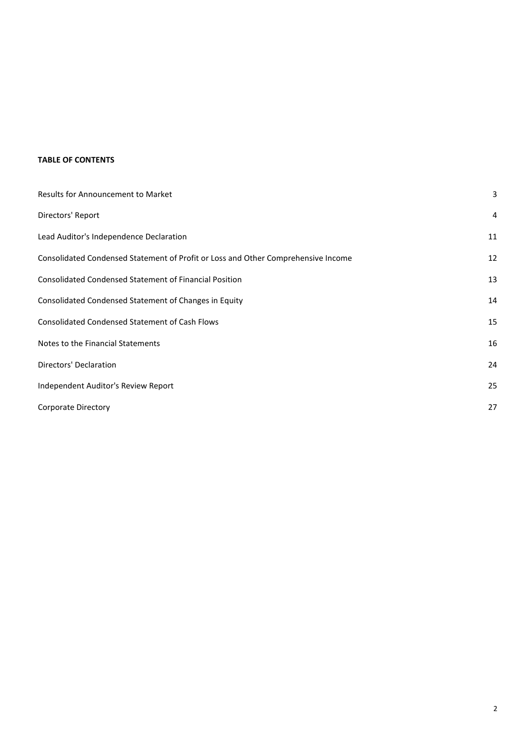**TABLE OF CONTENTS**

| | |
|---|---|
| Results for Announcement to Market | 3 |
| Directors' Report | 4 |
| Lead Auditor's Independence Declaration | 11 |
| Consolidated Condensed Statement of Profit or Loss and Other Comprehensive Income | 12 |
| Consolidated Condensed Statement of Financial Position | 13 |
| Consolidated Condensed Statement of Changes in Equity | 14 |
| Consolidated Condensed Statement of Cash Flows | 15 |
| Notes to the Financial Statements | 16 |
| Directors' Declaration | 24 |
| Independent Auditor's Review Report | 25 |
| Corporate Directory | 27 |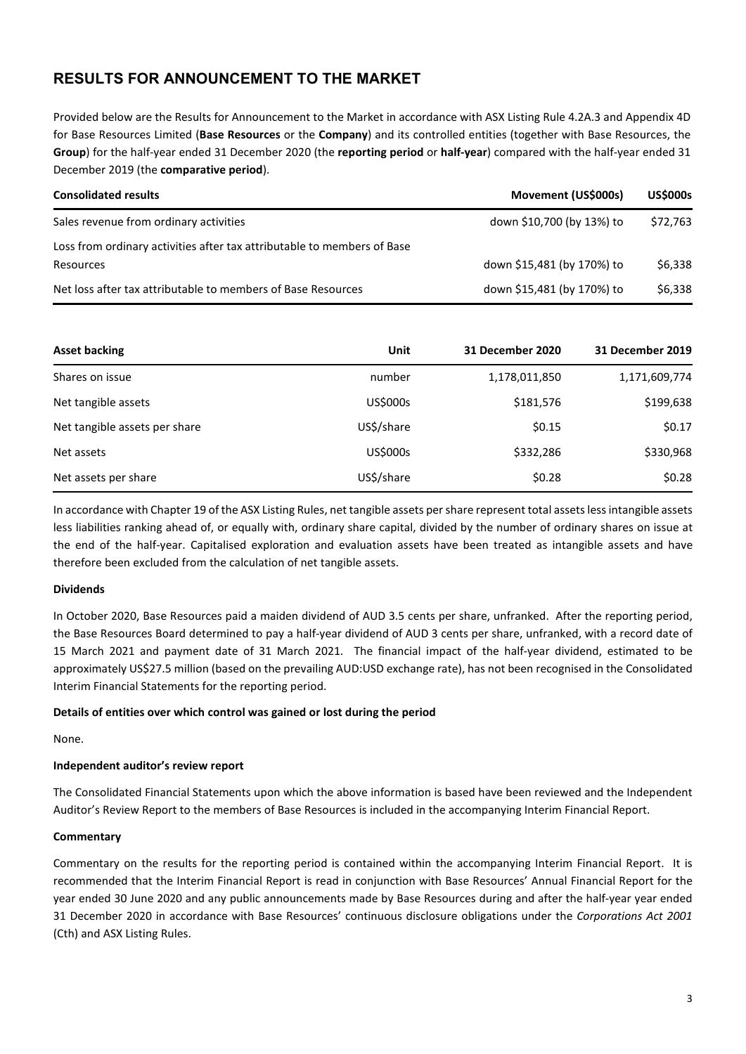## RESULTS FOR ANNOUNCEMENT TO THE MARKET

Provided below are the Results for Announcement to the Market in accordance with ASX Listing Rule 4.2A.3 and Appendix 4D for Base Resources Limited (**Base Resources** or the **Company**) and its controlled entities (together with Base Resources, the **Group**) for the half-year ended 31 December 2020 (the **reporting period** or **half-year**) compared with the half-year ended 31 December 2019 (the **comparative period**).

| Consolidated results | Movement (US$000s) | US$000s |
|---|---|---|
| Sales revenue from ordinary activities | down $10,700 (by 13%) to | $72,763 |
| Loss from ordinary activities after tax attributable to members of Base Resources | down $15,481 (by 170%) to | $6,338 |
| Net loss after tax attributable to members of Base Resources | down $15,481 (by 170%) to | $6,338 |

| Asset backing | Unit | 31 December 2020 | 31 December 2019 |
|---|---|---|---|
| Shares on issue | number | 1,178,011,850 | 1,171,609,774 |
| Net tangible assets | US$000s | $181,576 | $199,638 |
| Net tangible assets per share | US$/share | $0.15 | $0.17 |
| Net assets | US$000s | $332,286 | $330,968 |
| Net assets per share | US$/share | $0.28 | $0.28 |

In accordance with Chapter 19 of the ASX Listing Rules, net tangible assets per share represent total assets less intangible assets less liabilities ranking ahead of, or equally with, ordinary share capital, divided by the number of ordinary shares on issue at the end of the half-year. Capitalised exploration and evaluation assets have been treated as intangible assets and have therefore been excluded from the calculation of net tangible assets.

**Dividends**

In October 2020, Base Resources paid a maiden dividend of AUD 3.5 cents per share, unfranked. After the reporting period, the Base Resources Board determined to pay a half-year dividend of AUD 3 cents per share, unfranked, with a record date of 15 March 2021 and payment date of 31 March 2021. The financial impact of the half-year dividend, estimated to be approximately US$27.5 million (based on the prevailing AUD:USD exchange rate), has not been recognised in the Consolidated Interim Financial Statements for the reporting period.

**Details of entities over which control was gained or lost during the period**

None.

**Independent auditor's review report**

The Consolidated Financial Statements upon which the above information is based have been reviewed and the Independent Auditor's Review Report to the members of Base Resources is included in the accompanying Interim Financial Report.

**Commentary**

Commentary on the results for the reporting period is contained within the accompanying Interim Financial Report. It is recommended that the Interim Financial Report is read in conjunction with Base Resources' Annual Financial Report for the year ended 30 June 2020 and any public announcements made by Base Resources during and after the half-year year ended 31 December 2020 in accordance with Base Resources' continuous disclosure obligations under the *Corporations Act 2001* (Cth) and ASX Listing Rules.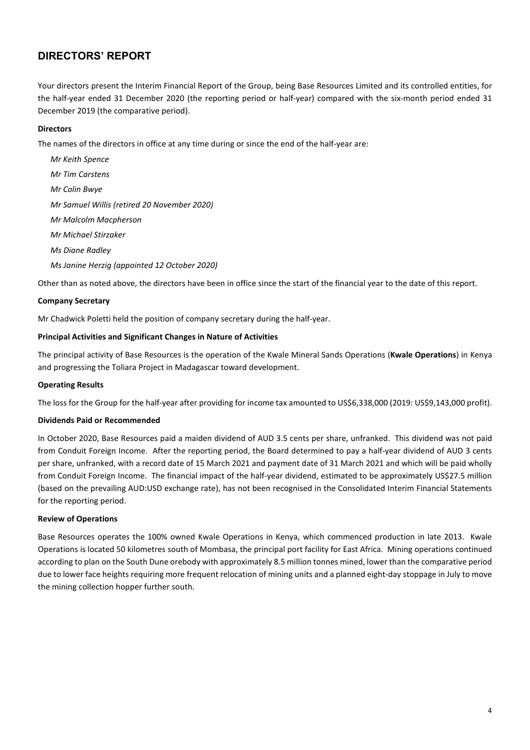## DIRECTORS' REPORT

Your directors present the Interim Financial Report of the Group, being Base Resources Limited and its controlled entities, for the half-year ended 31 December 2020 (the reporting period or half-year) compared with the six-month period ended 31 December 2019 (the comparative period).

**Directors**

The names of the directors in office at any time during or since the end of the half-year are:

*Mr Keith Spence*
*Mr Tim Carstens*
*Mr Colin Bwye*
*Mr Samuel Willis (retired 20 November 2020)*
*Mr Malcolm Macpherson*
*Mr Michael Stirzaker*
*Ms Diane Radley*
*Ms Janine Herzig (appointed 12 October 2020)*

Other than as noted above, the directors have been in office since the start of the financial year to the date of this report.

**Company Secretary**

Mr Chadwick Poletti held the position of company secretary during the half-year.

**Principal Activities and Significant Changes in Nature of Activities**

The principal activity of Base Resources is the operation of the Kwale Mineral Sands Operations (**Kwale Operations**) in Kenya and progressing the Toliara Project in Madagascar toward development.

**Operating Results**

The loss for the Group for the half-year after providing for income tax amounted to US$6,338,000 (2019: US$9,143,000 profit).

**Dividends Paid or Recommended**

In October 2020, Base Resources paid a maiden dividend of AUD 3.5 cents per share, unfranked. This dividend was not paid from Conduit Foreign Income. After the reporting period, the Board determined to pay a half-year dividend of AUD 3 cents per share, unfranked, with a record date of 15 March 2021 and payment date of 31 March 2021 and which will be paid wholly from Conduit Foreign Income. The financial impact of the half-year dividend, estimated to be approximately US$27.5 million (based on the prevailing AUD:USD exchange rate), has not been recognised in the Consolidated Interim Financial Statements for the reporting period.

**Review of Operations**

Base Resources operates the 100% owned Kwale Operations in Kenya, which commenced production in late 2013. Kwale Operations is located 50 kilometres south of Mombasa, the principal port facility for East Africa. Mining operations continued according to plan on the South Dune orebody with approximately 8.5 million tonnes mined, lower than the comparative period due to lower face heights requiring more frequent relocation of mining units and a planned eight-day stoppage in July to move the mining collection hopper further south.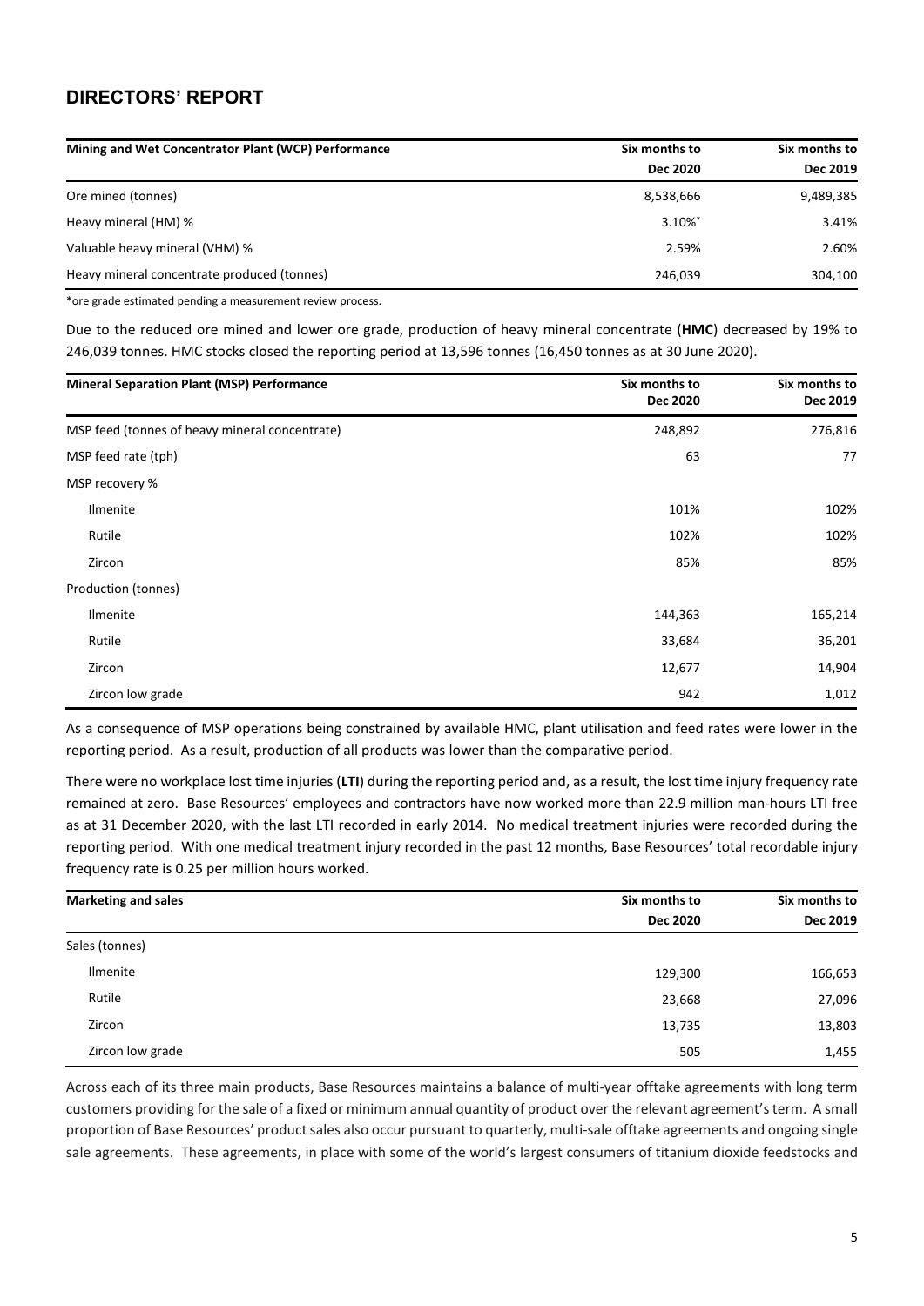## DIRECTORS' REPORT

| Mining and Wet Concentrator Plant (WCP) Performance | Six months to Dec 2020 | Six months to Dec 2019 |
|---|---|---|
| Ore mined (tonnes) | 8,538,666 | 9,489,385 |
| Heavy mineral (HM) % | 3.10%* | 3.41% |
| Valuable heavy mineral (VHM) % | 2.59% | 2.60% |
| Heavy mineral concentrate produced (tonnes) | 246,039 | 304,100 |

*ore grade estimated pending a measurement review process.

Due to the reduced ore mined and lower ore grade, production of heavy mineral concentrate (**HMC**) decreased by 19% to 246,039 tonnes. HMC stocks closed the reporting period at 13,596 tonnes (16,450 tonnes as at 30 June 2020).

| Mineral Separation Plant (MSP) Performance | Six months to Dec 2020 | Six months to Dec 2019 |
|---|---|---|
| MSP feed (tonnes of heavy mineral concentrate) | 248,892 | 276,816 |
| MSP feed rate (tph) | 63 | 77 |
| MSP recovery % | | |
| Ilmenite | 101% | 102% |
| Rutile | 102% | 102% |
| Zircon | 85% | 85% |
| Production (tonnes) | | |
| Ilmenite | 144,363 | 165,214 |
| Rutile | 33,684 | 36,201 |
| Zircon | 12,677 | 14,904 |
| Zircon low grade | 942 | 1,012 |

As a consequence of MSP operations being constrained by available HMC, plant utilisation and feed rates were lower in the reporting period. As a result, production of all products was lower than the comparative period.

There were no workplace lost time injuries (**LTI**) during the reporting period and, as a result, the lost time injury frequency rate remained at zero. Base Resources' employees and contractors have now worked more than 22.9 million man-hours LTI free as at 31 December 2020, with the last LTI recorded in early 2014. No medical treatment injuries were recorded during the reporting period. With one medical treatment injury recorded in the past 12 months, Base Resources' total recordable injury frequency rate is 0.25 per million hours worked.

| Marketing and sales | Six months to Dec 2020 | Six months to Dec 2019 |
|---|---|---|
| Sales (tonnes) | | |
| Ilmenite | 129,300 | 166,653 |
| Rutile | 23,668 | 27,096 |
| Zircon | 13,735 | 13,803 |
| Zircon low grade | 505 | 1,455 |

Across each of its three main products, Base Resources maintains a balance of multi-year offtake agreements with long term customers providing for the sale of a fixed or minimum annual quantity of product over the relevant agreement's term. A small proportion of Base Resources' product sales also occur pursuant to quarterly, multi-sale offtake agreements and ongoing single sale agreements. These agreements, in place with some of the world's largest consumers of titanium dioxide feedstocks and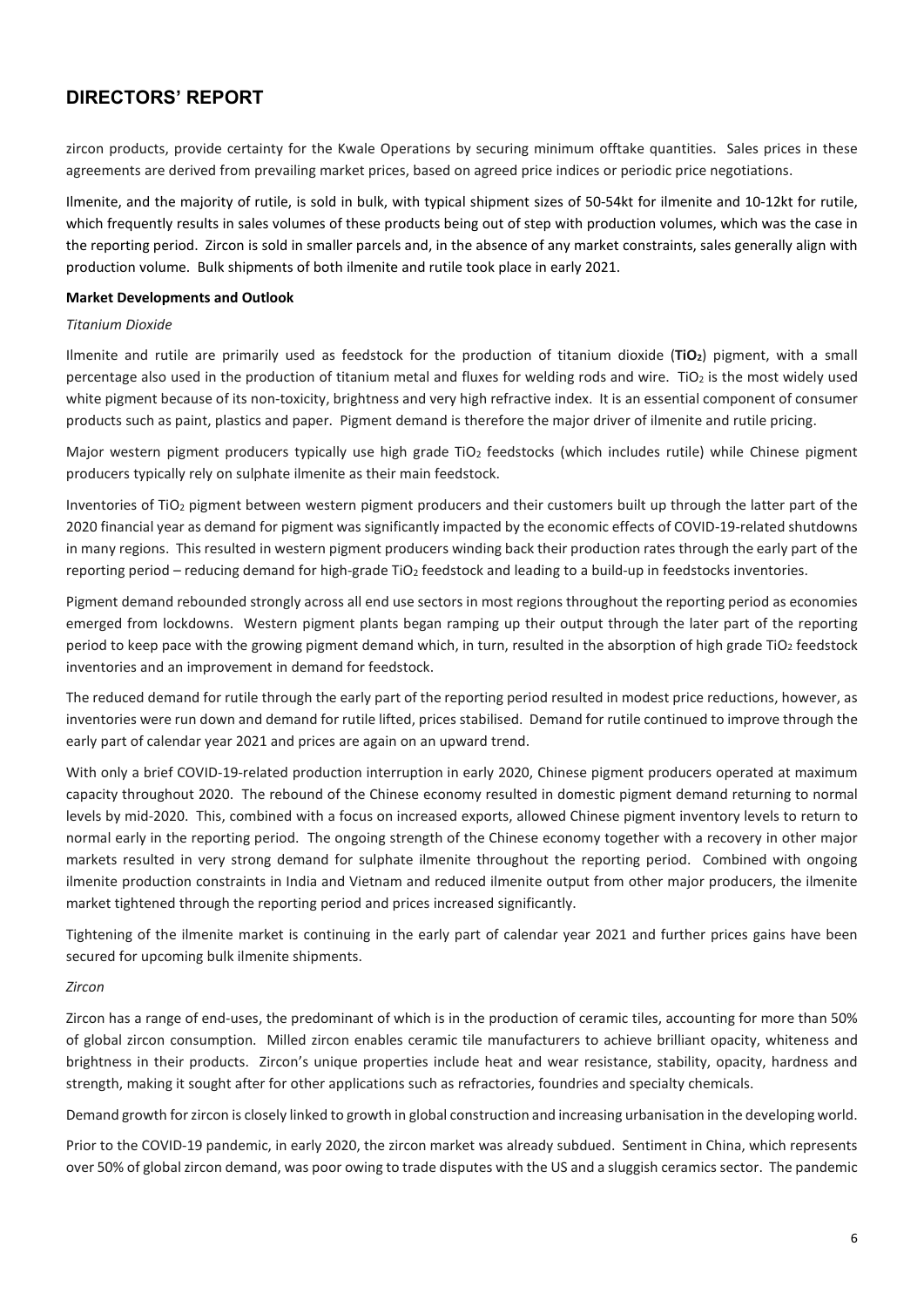# DIRECTORS' REPORT

zircon products, provide certainty for the Kwale Operations by securing minimum offtake quantities. Sales prices in these agreements are derived from prevailing market prices, based on agreed price indices or periodic price negotiations.

Ilmenite, and the majority of rutile, is sold in bulk, with typical shipment sizes of 50-54kt for ilmenite and 10-12kt for rutile, which frequently results in sales volumes of these products being out of step with production volumes, which was the case in the reporting period. Zircon is sold in smaller parcels and, in the absence of any market constraints, sales generally align with production volume. Bulk shipments of both ilmenite and rutile took place in early 2021.

**Market Developments and Outlook**

*Titanium Dioxide*

Ilmenite and rutile are primarily used as feedstock for the production of titanium dioxide (**$TiO_2$**) pigment, with a small percentage also used in the production of titanium metal and fluxes for welding rods and wire. $TiO_2$ is the most widely used white pigment because of its non-toxicity, brightness and very high refractive index. It is an essential component of consumer products such as paint, plastics and paper. Pigment demand is therefore the major driver of ilmenite and rutile pricing.

Major western pigment producers typically use high grade $TiO_2$ feedstocks (which includes rutile) while Chinese pigment producers typically rely on sulphate ilmenite as their main feedstock.

Inventories of $TiO_2$ pigment between western pigment producers and their customers built up through the latter part of the 2020 financial year as demand for pigment was significantly impacted by the economic effects of COVID-19-related shutdowns in many regions. This resulted in western pigment producers winding back their production rates through the early part of the reporting period – reducing demand for high-grade $TiO_2$ feedstock and leading to a build-up in feedstocks inventories.

Pigment demand rebounded strongly across all end use sectors in most regions throughout the reporting period as economies emerged from lockdowns. Western pigment plants began ramping up their output through the later part of the reporting period to keep pace with the growing pigment demand which, in turn, resulted in the absorption of high grade $TiO_2$ feedstock inventories and an improvement in demand for feedstock.

The reduced demand for rutile through the early part of the reporting period resulted in modest price reductions, however, as inventories were run down and demand for rutile lifted, prices stabilised. Demand for rutile continued to improve through the early part of calendar year 2021 and prices are again on an upward trend.

With only a brief COVID-19-related production interruption in early 2020, Chinese pigment producers operated at maximum capacity throughout 2020. The rebound of the Chinese economy resulted in domestic pigment demand returning to normal levels by mid-2020. This, combined with a focus on increased exports, allowed Chinese pigment inventory levels to return to normal early in the reporting period. The ongoing strength of the Chinese economy together with a recovery in other major markets resulted in very strong demand for sulphate ilmenite throughout the reporting period. Combined with ongoing ilmenite production constraints in India and Vietnam and reduced ilmenite output from other major producers, the ilmenite market tightened through the reporting period and prices increased significantly.

Tightening of the ilmenite market is continuing in the early part of calendar year 2021 and further prices gains have been secured for upcoming bulk ilmenite shipments.

*Zircon*

Zircon has a range of end-uses, the predominant of which is in the production of ceramic tiles, accounting for more than 50% of global zircon consumption. Milled zircon enables ceramic tile manufacturers to achieve brilliant opacity, whiteness and brightness in their products. Zircon's unique properties include heat and wear resistance, stability, opacity, hardness and strength, making it sought after for other applications such as refractories, foundries and specialty chemicals.

Demand growth for zircon is closely linked to growth in global construction and increasing urbanisation in the developing world.

Prior to the COVID-19 pandemic, in early 2020, the zircon market was already subdued. Sentiment in China, which represents over 50% of global zircon demand, was poor owing to trade disputes with the US and a sluggish ceramics sector. The pandemic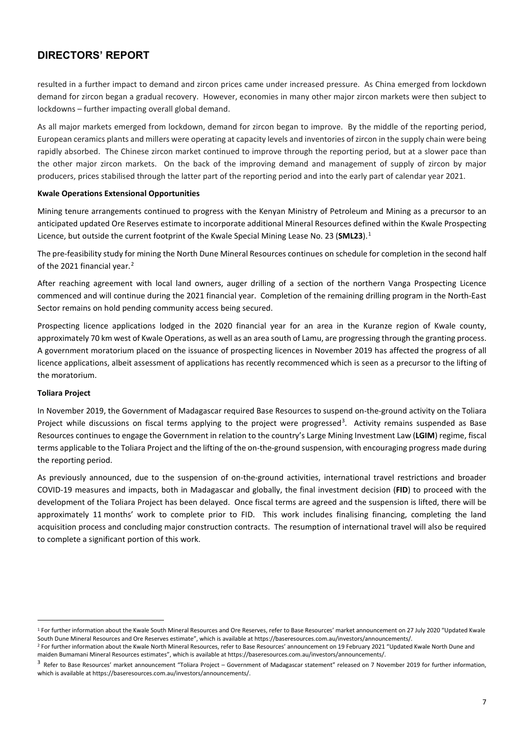## DIRECTORS' REPORT

resulted in a further impact to demand and zircon prices came under increased pressure. As China emerged from lockdown demand for zircon began a gradual recovery. However, economies in many other major zircon markets were then subject to lockdowns – further impacting overall global demand.

As all major markets emerged from lockdown, demand for zircon began to improve. By the middle of the reporting period, European ceramics plants and millers were operating at capacity levels and inventories of zircon in the supply chain were being rapidly absorbed. The Chinese zircon market continued to improve through the reporting period, but at a slower pace than the other major zircon markets. On the back of the improving demand and management of supply of zircon by major producers, prices stabilised through the latter part of the reporting period and into the early part of calendar year 2021.

**Kwale Operations Extensional Opportunities**

Mining tenure arrangements continued to progress with the Kenyan Ministry of Petroleum and Mining as a precursor to an anticipated updated Ore Reserves estimate to incorporate additional Mineral Resources defined within the Kwale Prospecting Licence, but outside the current footprint of the Kwale Special Mining Lease No. 23 (**SML23**).[1]

The pre-feasibility study for mining the North Dune Mineral Resources continues on schedule for completion in the second half of the 2021 financial year.[2]

After reaching agreement with local land owners, auger drilling of a section of the northern Vanga Prospecting Licence commenced and will continue during the 2021 financial year. Completion of the remaining drilling program in the North-East Sector remains on hold pending community access being secured.

Prospecting licence applications lodged in the 2020 financial year for an area in the Kuranze region of Kwale county, approximately 70 km west of Kwale Operations, as well as an area south of Lamu, are progressing through the granting process. A government moratorium placed on the issuance of prospecting licences in November 2019 has affected the progress of all licence applications, albeit assessment of applications has recently recommenced which is seen as a precursor to the lifting of the moratorium.

**Toliara Project**

In November 2019, the Government of Madagascar required Base Resources to suspend on-the-ground activity on the Toliara Project while discussions on fiscal terms applying to the project were progressed[3]. Activity remains suspended as Base Resources continues to engage the Government in relation to the country's Large Mining Investment Law (**LGIM**) regime, fiscal terms applicable to the Toliara Project and the lifting of the on-the-ground suspension, with encouraging progress made during the reporting period.

As previously announced, due to the suspension of on-the-ground activities, international travel restrictions and broader COVID-19 measures and impacts, both in Madagascar and globally, the final investment decision (**FID**) to proceed with the development of the Toliara Project has been delayed. Once fiscal terms are agreed and the suspension is lifted, there will be approximately 11 months' work to complete prior to FID. This work includes finalising financing, completing the land acquisition process and concluding major construction contracts. The resumption of international travel will also be required to complete a significant portion of this work.

---

[1] For further information about the Kwale South Mineral Resources and Ore Reserves, refer to Base Resources' market announcement on 27 July 2020 "Updated Kwale South Dune Mineral Resources and Ore Reserves estimate", which is available at https://baseresources.com.au/investors/announcements/.

[2] For further information about the Kwale North Mineral Resources, refer to Base Resources' announcement on 19 February 2021 "Updated Kwale North Dune and maiden Bumamani Mineral Resources estimates", which is available at https://baseresources.com.au/investors/announcements/.

[3] Refer to Base Resources' market announcement "Toliara Project – Government of Madagascar statement" released on 7 November 2019 for further information, which is available at https://baseresources.com.au/investors/announcements/.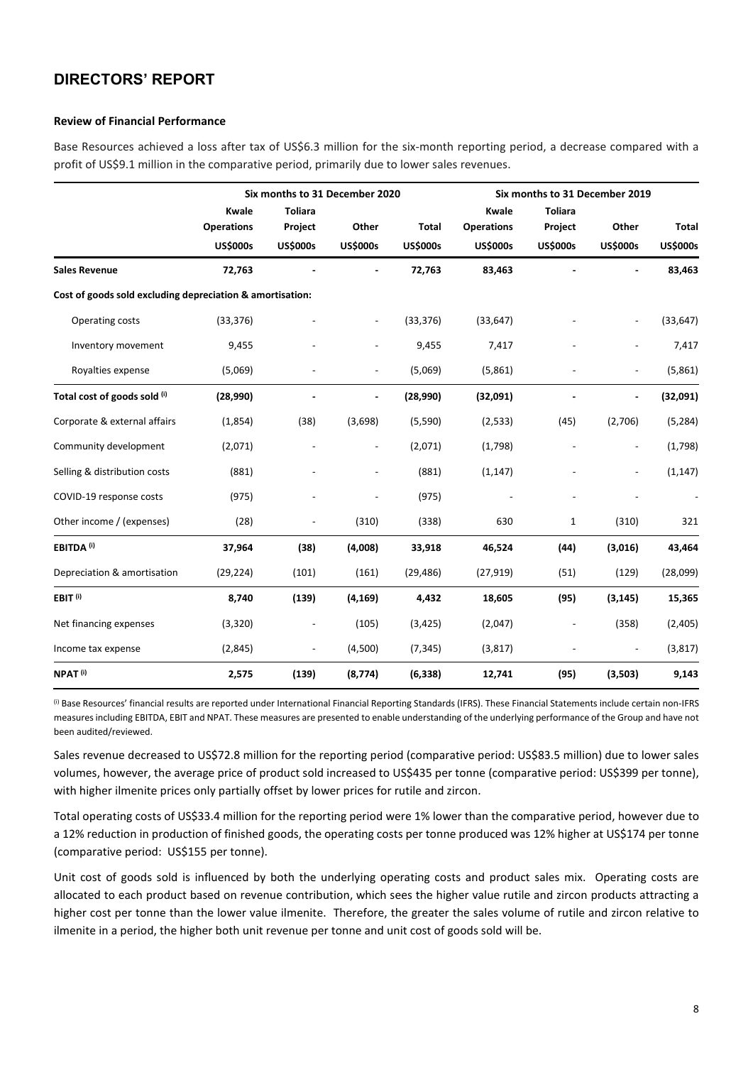## DIRECTORS' REPORT

**Review of Financial Performance**

Base Resources achieved a loss after tax of US$6.3 million for the six-month reporting period, a decrease compared with a profit of US$9.1 million in the comparative period, primarily due to lower sales revenues.

| | Six months to 31 December 2020 | | | | Six months to 31 December 2019 | | | |
|---|---|---|---|---|---|---|---|---|
| | **Kwale Operations US$000s** | **Toliara Project US$000s** | **Other US$000s** | **Total US$000s** | **Kwale Operations US$000s** | **Toliara Project US$000s** | **Other US$000s** | **Total US$000s** |
| **Sales Revenue** | **72,763** | **-** | **-** | **72,763** | **83,463** | **-** | **-** | **83,463** |
| **Cost of goods sold excluding depreciation & amortisation:** | | | | | | | | |
| Operating costs | (33,376) | - | - | (33,376) | (33,647) | - | - | (33,647) |
| Inventory movement | 9,455 | - | - | 9,455 | 7,417 | - | - | 7,417 |
| Royalties expense | (5,069) | - | - | (5,069) | (5,861) | - | - | (5,861) |
| **Total cost of goods sold [i]** | **(28,990)** | **-** | **-** | **(28,990)** | **(32,091)** | **-** | **-** | **(32,091)** |
| Corporate & external affairs | (1,854) | (38) | (3,698) | (5,590) | (2,533) | (45) | (2,706) | (5,284) |
| Community development | (2,071) | - | - | (2,071) | (1,798) | - | - | (1,798) |
| Selling & distribution costs | (881) | - | - | (881) | (1,147) | - | - | (1,147) |
| COVID-19 response costs | (975) | - | - | (975) | - | - | - | - |
| Other income / (expenses) | (28) | - | (310) | (338) | 630 | 1 | (310) | 321 |
| **EBITDA [i]** | **37,964** | **(38)** | **(4,008)** | **33,918** | **46,524** | **(44)** | **(3,016)** | **43,464** |
| Depreciation & amortisation | (29,224) | (101) | (161) | (29,486) | (27,919) | (51) | (129) | (28,099) |
| **EBIT [i]** | **8,740** | **(139)** | **(4,169)** | **4,432** | **18,605** | **(95)** | **(3,145)** | **15,365** |
| Net financing expenses | (3,320) | - | (105) | (3,425) | (2,047) | - | (358) | (2,405) |
| Income tax expense | (2,845) | - | (4,500) | (7,345) | (3,817) | - | - | (3,817) |
| **NPAT [i]** | **2,575** | **(139)** | **(8,774)** | **(6,338)** | **12,741** | **(95)** | **(3,503)** | **9,143** |

[i] Base Resources' financial results are reported under International Financial Reporting Standards (IFRS). These Financial Statements include certain non-IFRS measures including EBITDA, EBIT and NPAT. These measures are presented to enable understanding of the underlying performance of the Group and have not been audited/reviewed.

Sales revenue decreased to US$72.8 million for the reporting period (comparative period: US$83.5 million) due to lower sales volumes, however, the average price of product sold increased to US$435 per tonne (comparative period: US$399 per tonne), with higher ilmenite prices only partially offset by lower prices for rutile and zircon.

Total operating costs of US$33.4 million for the reporting period were 1% lower than the comparative period, however due to a 12% reduction in production of finished goods, the operating costs per tonne produced was 12% higher at US$174 per tonne (comparative period: US$155 per tonne).

Unit cost of goods sold is influenced by both the underlying operating costs and product sales mix. Operating costs are allocated to each product based on revenue contribution, which sees the higher value rutile and zircon products attracting a higher cost per tonne than the lower value ilmenite. Therefore, the greater the sales volume of rutile and zircon relative to ilmenite in a period, the higher both unit revenue per tonne and unit cost of goods sold will be.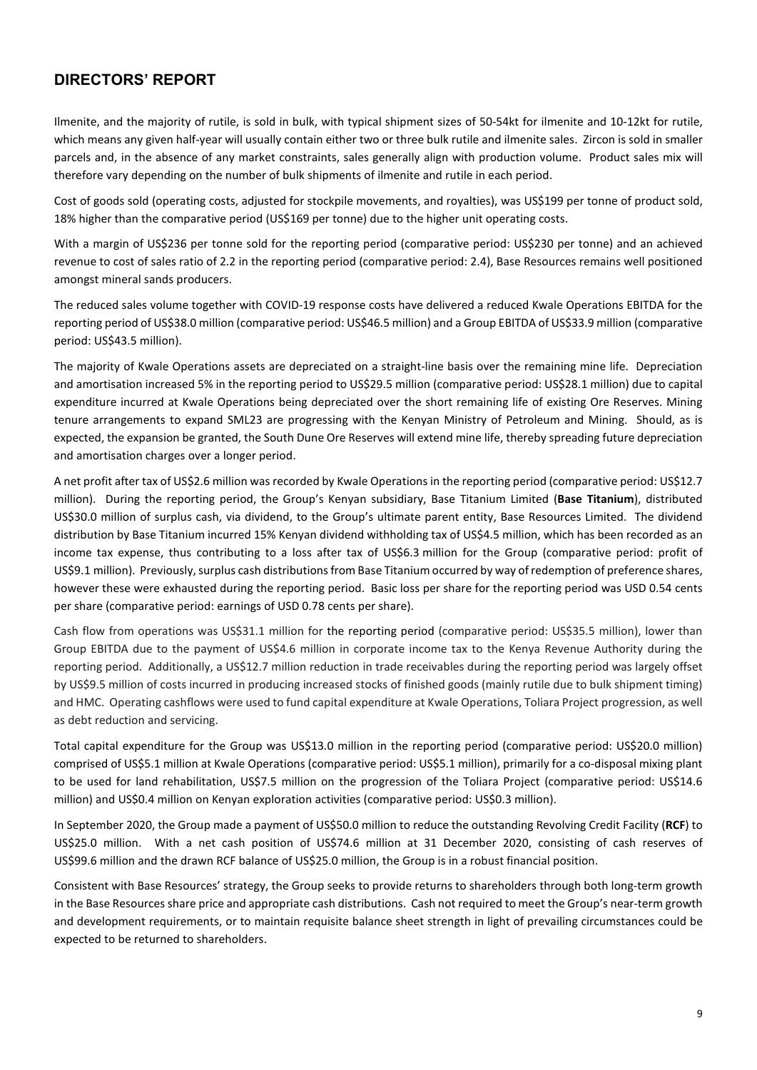## DIRECTORS' REPORT

Ilmenite, and the majority of rutile, is sold in bulk, with typical shipment sizes of 50-54kt for ilmenite and 10-12kt for rutile, which means any given half-year will usually contain either two or three bulk rutile and ilmenite sales. Zircon is sold in smaller parcels and, in the absence of any market constraints, sales generally align with production volume. Product sales mix will therefore vary depending on the number of bulk shipments of ilmenite and rutile in each period.

Cost of goods sold (operating costs, adjusted for stockpile movements, and royalties), was US$199 per tonne of product sold, 18% higher than the comparative period (US$169 per tonne) due to the higher unit operating costs.

With a margin of US$236 per tonne sold for the reporting period (comparative period: US$230 per tonne) and an achieved revenue to cost of sales ratio of 2.2 in the reporting period (comparative period: 2.4), Base Resources remains well positioned amongst mineral sands producers.

The reduced sales volume together with COVID-19 response costs have delivered a reduced Kwale Operations EBITDA for the reporting period of US$38.0 million (comparative period: US$46.5 million) and a Group EBITDA of US$33.9 million (comparative period: US$43.5 million).

The majority of Kwale Operations assets are depreciated on a straight-line basis over the remaining mine life. Depreciation and amortisation increased 5% in the reporting period to US$29.5 million (comparative period: US$28.1 million) due to capital expenditure incurred at Kwale Operations being depreciated over the short remaining life of existing Ore Reserves. Mining tenure arrangements to expand SML23 are progressing with the Kenyan Ministry of Petroleum and Mining. Should, as is expected, the expansion be granted, the South Dune Ore Reserves will extend mine life, thereby spreading future depreciation and amortisation charges over a longer period.

A net profit after tax of US$2.6 million was recorded by Kwale Operations in the reporting period (comparative period: US$12.7 million). During the reporting period, the Group's Kenyan subsidiary, Base Titanium Limited (**Base Titanium**), distributed US$30.0 million of surplus cash, via dividend, to the Group's ultimate parent entity, Base Resources Limited. The dividend distribution by Base Titanium incurred 15% Kenyan dividend withholding tax of US$4.5 million, which has been recorded as an income tax expense, thus contributing to a loss after tax of US$6.3 million for the Group (comparative period: profit of US$9.1 million). Previously, surplus cash distributions from Base Titanium occurred by way of redemption of preference shares, however these were exhausted during the reporting period. Basic loss per share for the reporting period was USD 0.54 cents per share (comparative period: earnings of USD 0.78 cents per share).

Cash flow from operations was US$31.1 million for the reporting period (comparative period: US$35.5 million), lower than Group EBITDA due to the payment of US$4.6 million in corporate income tax to the Kenya Revenue Authority during the reporting period. Additionally, a US$12.7 million reduction in trade receivables during the reporting period was largely offset by US$9.5 million of costs incurred in producing increased stocks of finished goods (mainly rutile due to bulk shipment timing) and HMC. Operating cashflows were used to fund capital expenditure at Kwale Operations, Toliara Project progression, as well as debt reduction and servicing.

Total capital expenditure for the Group was US$13.0 million in the reporting period (comparative period: US$20.0 million) comprised of US$5.1 million at Kwale Operations (comparative period: US$5.1 million), primarily for a co-disposal mixing plant to be used for land rehabilitation, US$7.5 million on the progression of the Toliara Project (comparative period: US$14.6 million) and US$0.4 million on Kenyan exploration activities (comparative period: US$0.3 million).

In September 2020, the Group made a payment of US$50.0 million to reduce the outstanding Revolving Credit Facility (**RCF**) to US$25.0 million. With a net cash position of US$74.6 million at 31 December 2020, consisting of cash reserves of US$99.6 million and the drawn RCF balance of US$25.0 million, the Group is in a robust financial position.

Consistent with Base Resources' strategy, the Group seeks to provide returns to shareholders through both long-term growth in the Base Resources share price and appropriate cash distributions. Cash not required to meet the Group's near-term growth and development requirements, or to maintain requisite balance sheet strength in light of prevailing circumstances could be expected to be returned to shareholders.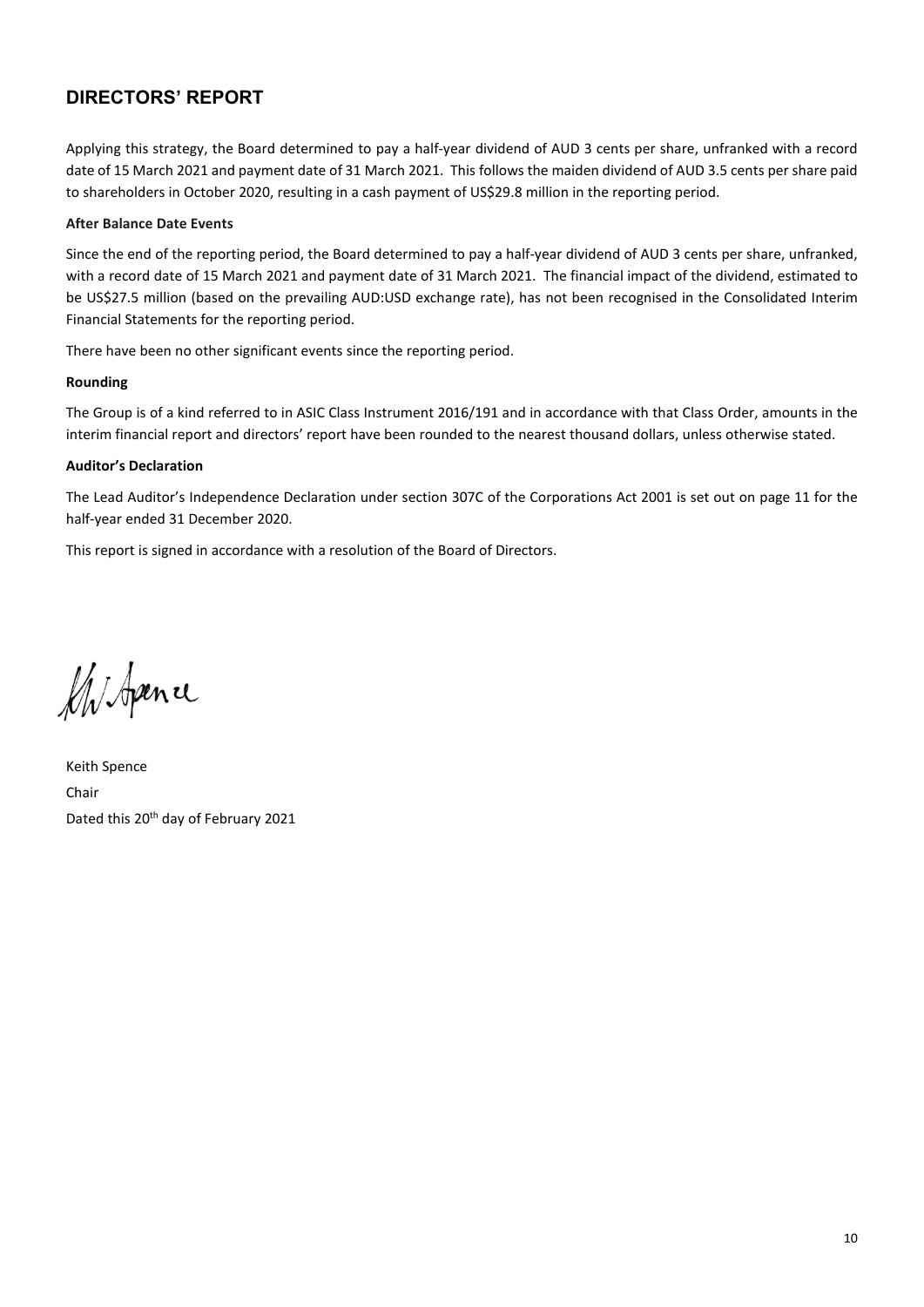## DIRECTORS' REPORT

Applying this strategy, the Board determined to pay a half-year dividend of AUD 3 cents per share, unfranked with a record date of 15 March 2021 and payment date of 31 March 2021. This follows the maiden dividend of AUD 3.5 cents per share paid to shareholders in October 2020, resulting in a cash payment of US$29.8 million in the reporting period.

**After Balance Date Events**

Since the end of the reporting period, the Board determined to pay a half-year dividend of AUD 3 cents per share, unfranked, with a record date of 15 March 2021 and payment date of 31 March 2021. The financial impact of the dividend, estimated to be US$27.5 million (based on the prevailing AUD:USD exchange rate), has not been recognised in the Consolidated Interim Financial Statements for the reporting period.

There have been no other significant events since the reporting period.

**Rounding**

The Group is of a kind referred to in ASIC Class Instrument 2016/191 and in accordance with that Class Order, amounts in the interim financial report and directors' report have been rounded to the nearest thousand dollars, unless otherwise stated.

**Auditor's Declaration**

The Lead Auditor's Independence Declaration under section 307C of the Corporations Act 2001 is set out on page 11 for the half-year ended 31 December 2020.

This report is signed in accordance with a resolution of the Board of Directors.

Keith Spence
Chair
Dated this 20th day of February 2021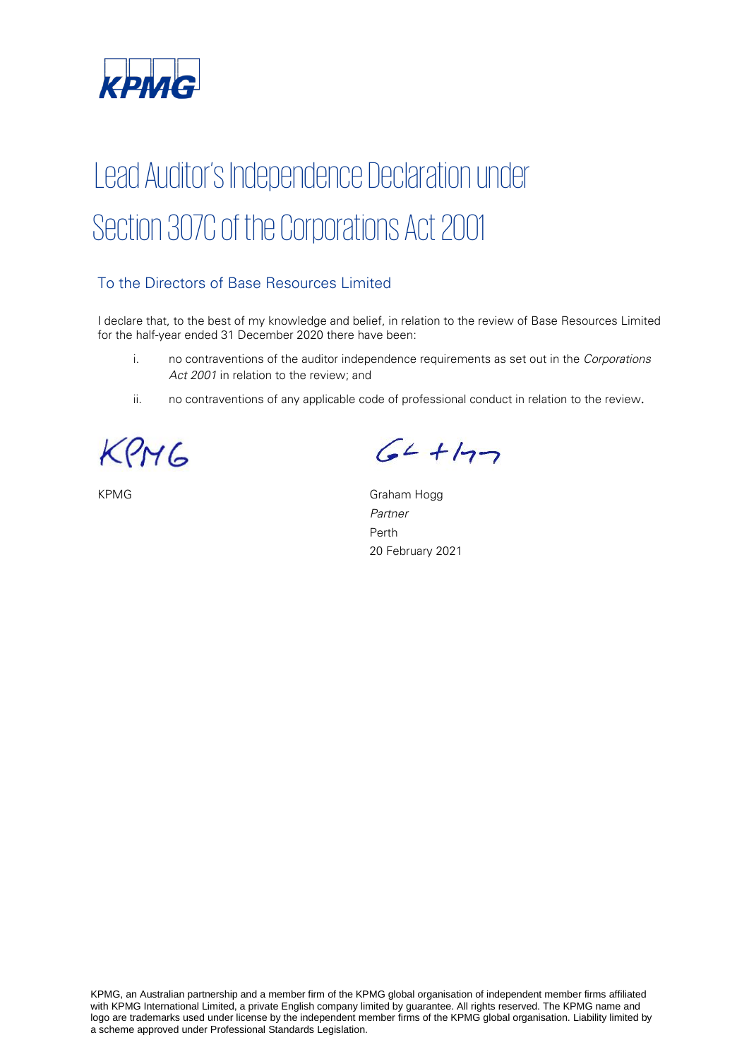# Lead Auditor's Independence Declaration under Section 307C of the Corporations Act 2001

## To the Directors of Base Resources Limited

I declare that, to the best of my knowledge and belief, in relation to the review of Base Resources Limited for the half-year ended 31 December 2020 there have been:

i. no contraventions of the auditor independence requirements as set out in the *Corporations Act 2001* in relation to the review; and

ii. no contraventions of any applicable code of professional conduct in relation to the review.

KPMG

Graham Hogg
*Partner*
Perth
20 February 2021

KPMG, an Australian partnership and a member firm of the KPMG global organisation of independent member firms affiliated with KPMG International Limited, a private English company limited by guarantee. All rights reserved. The KPMG name and logo are trademarks used under license by the independent member firms of the KPMG global organisation. Liability limited by a scheme approved under Professional Standards Legislation.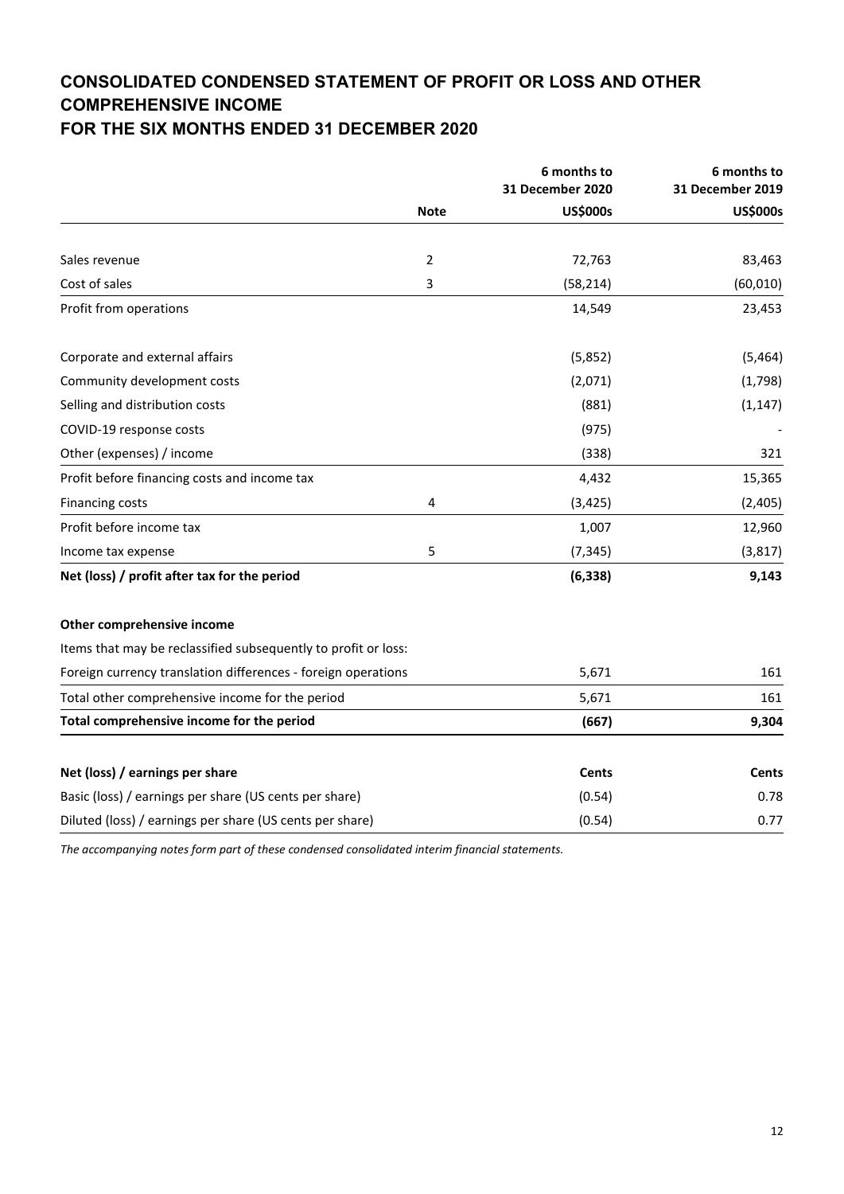# CONSOLIDATED CONDENSED STATEMENT OF PROFIT OR LOSS AND OTHER COMPREHENSIVE INCOME
# FOR THE SIX MONTHS ENDED 31 DECEMBER 2020

| | Note | 6 months to 31 December 2020 US$000s | 6 months to 31 December 2019 US$000s |
|---|---|---|---|
| Sales revenue | 2 | 72,763 | 83,463 |
| Cost of sales | 3 | (58,214) | (60,010) |
| Profit from operations | | 14,549 | 23,453 |
| | | | |
| Corporate and external affairs | | (5,852) | (5,464) |
| Community development costs | | (2,071) | (1,798) |
| Selling and distribution costs | | (881) | (1,147) |
| COVID-19 response costs | | (975) | - |
| Other (expenses) / income | | (338) | 321 |
| Profit before financing costs and income tax | | 4,432 | 15,365 |
| Financing costs | 4 | (3,425) | (2,405) |
| Profit before income tax | | 1,007 | 12,960 |
| Income tax expense | 5 | (7,345) | (3,817) |
| **Net (loss) / profit after tax for the period** | | **(6,338)** | **9,143** |
| | | | |
| **Other comprehensive income** | | | |
| Items that may be reclassified subsequently to profit or loss: | | | |
| Foreign currency translation differences - foreign operations | | 5,671 | 161 |
| Total other comprehensive income for the period | | 5,671 | 161 |
| **Total comprehensive income for the period** | | **(667)** | **9,304** |
| | | | |
| **Net (loss) / earnings per share** | | **Cents** | **Cents** |
| Basic (loss) / earnings per share (US cents per share) | | (0.54) | 0.78 |
| Diluted (loss) / earnings per share (US cents per share) | | (0.54) | 0.77 |

*The accompanying notes form part of these condensed consolidated interim financial statements.*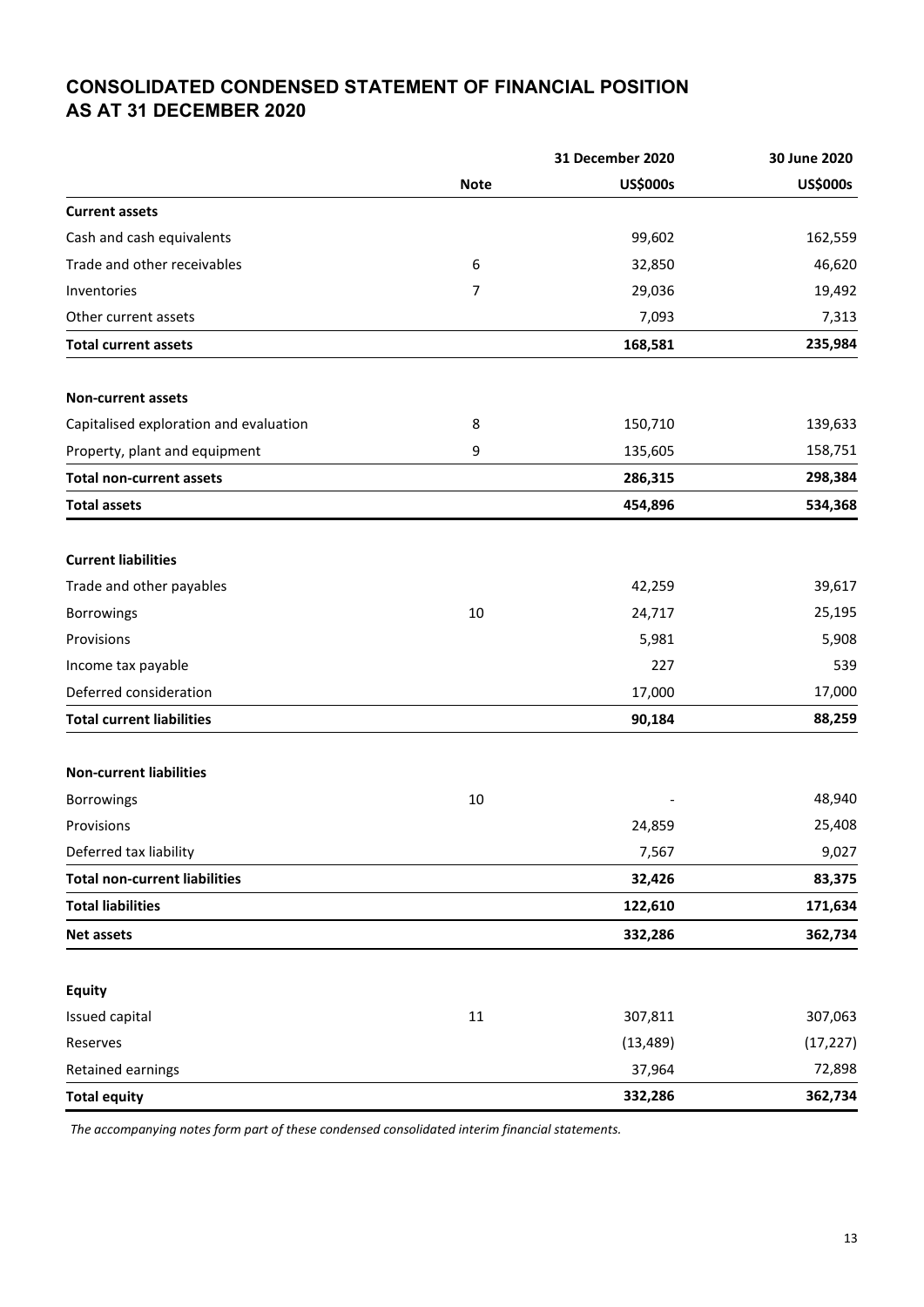## CONSOLIDATED CONDENSED STATEMENT OF FINANCIAL POSITION AS AT 31 DECEMBER 2020

| | Note | 31 December 2020 | 30 June 2020 |
|---|---|---|---|
| | | **US$000s** | **US$000s** |
| **Current assets** | | | |
| Cash and cash equivalents | | 99,602 | 162,559 |
| Trade and other receivables | 6 | 32,850 | 46,620 |
| Inventories | 7 | 29,036 | 19,492 |
| Other current assets | | 7,093 | 7,313 |
| **Total current assets** | | **168,581** | **235,984** |
| | | | |
| **Non-current assets** | | | |
| Capitalised exploration and evaluation | 8 | 150,710 | 139,633 |
| Property, plant and equipment | 9 | 135,605 | 158,751 |
| **Total non-current assets** | | **286,315** | **298,384** |
| **Total assets** | | **454,896** | **534,368** |
| | | | |
| **Current liabilities** | | | |
| Trade and other payables | | 42,259 | 39,617 |
| Borrowings | 10 | 24,717 | 25,195 |
| Provisions | | 5,981 | 5,908 |
| Income tax payable | | 227 | 539 |
| Deferred consideration | | 17,000 | 17,000 |
| **Total current liabilities** | | **90,184** | **88,259** |
| | | | |
| **Non-current liabilities** | | | |
| Borrowings | 10 | - | 48,940 |
| Provisions | | 24,859 | 25,408 |
| Deferred tax liability | | 7,567 | 9,027 |
| **Total non-current liabilities** | | **32,426** | **83,375** |
| **Total liabilities** | | **122,610** | **171,634** |
| **Net assets** | | **332,286** | **362,734** |
| | | | |
| **Equity** | | | |
| Issued capital | 11 | 307,811 | 307,063 |
| Reserves | | (13,489) | (17,227) |
| Retained earnings | | 37,964 | 72,898 |
| **Total equity** | | **332,286** | **362,734** |

*The accompanying notes form part of these condensed consolidated interim financial statements.*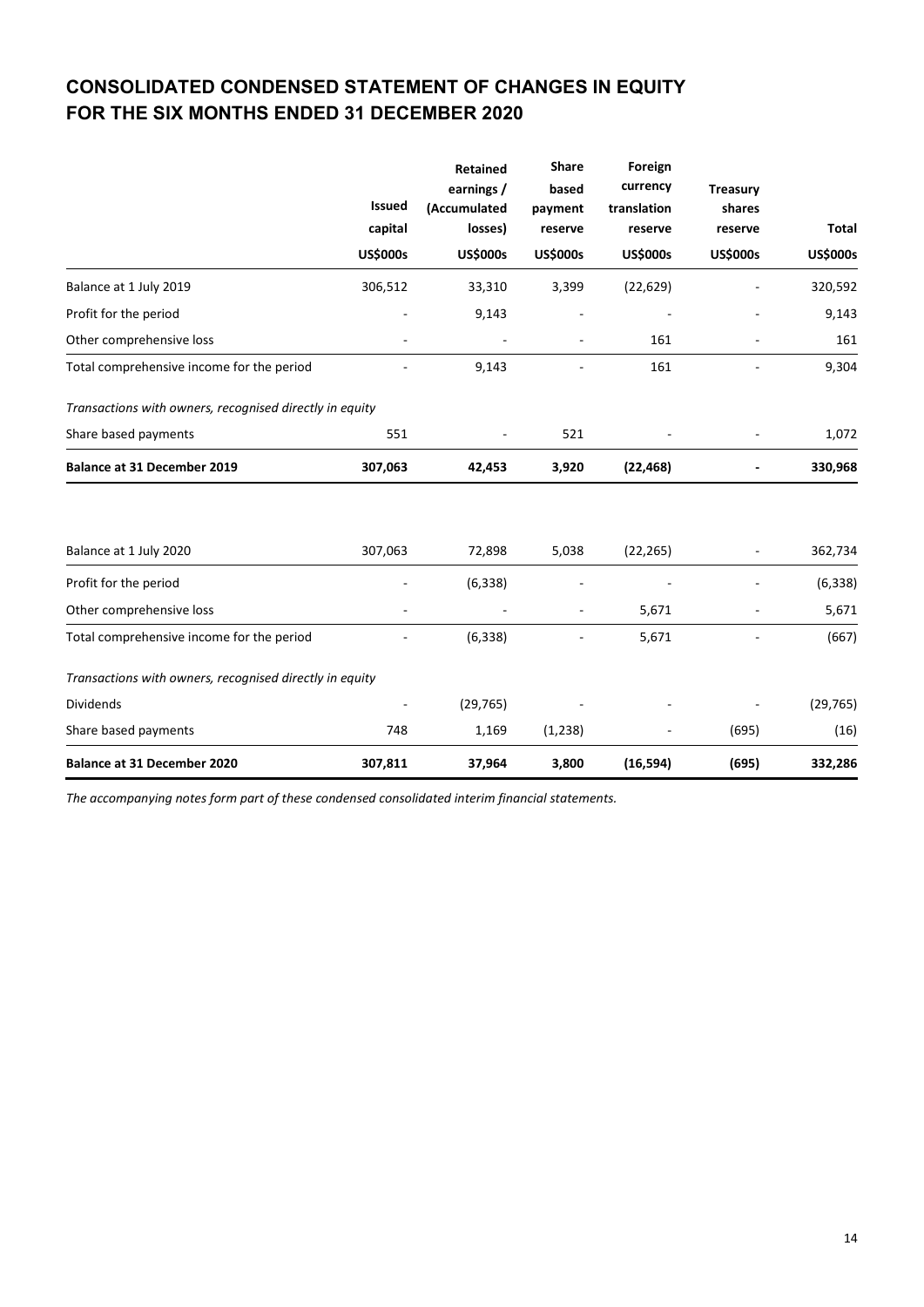# CONSOLIDATED CONDENSED STATEMENT OF CHANGES IN EQUITY FOR THE SIX MONTHS ENDED 31 DECEMBER 2020

| | Issued capital | Retained earnings / (Accumulated losses) | Share based payment reserve | Foreign currency translation reserve | Treasury shares reserve | Total |
|---|---|---|---|---|---|---|
| | US$000s | US$000s | US$000s | US$000s | US$000s | US$000s |
| Balance at 1 July 2019 | 306,512 | 33,310 | 3,399 | (22,629) | - | 320,592 |
| Profit for the period | - | 9,143 | - | - | - | 9,143 |
| Other comprehensive loss | - | - | - | 161 | - | 161 |
| Total comprehensive income for the period | - | 9,143 | - | 161 | - | 9,304 |
| *Transactions with owners, recognised directly in equity* | | | | | | |
| Share based payments | 551 | - | 521 | - | - | 1,072 |
| **Balance at 31 December 2019** | **307,063** | **42,453** | **3,920** | **(22,468)** | **-** | **330,968** |
| | | | | | | |
| Balance at 1 July 2020 | 307,063 | 72,898 | 5,038 | (22,265) | - | 362,734 |
| Profit for the period | - | (6,338) | - | - | - | (6,338) |
| Other comprehensive loss | - | - | - | 5,671 | - | 5,671 |
| Total comprehensive income for the period | - | (6,338) | - | 5,671 | - | (667) |
| *Transactions with owners, recognised directly in equity* | | | | | | |
| Dividends | - | (29,765) | - | - | - | (29,765) |
| Share based payments | 748 | 1,169 | (1,238) | - | (695) | (16) |
| **Balance at 31 December 2020** | **307,811** | **37,964** | **3,800** | **(16,594)** | **(695)** | **332,286** |

*The accompanying notes form part of these condensed consolidated interim financial statements.*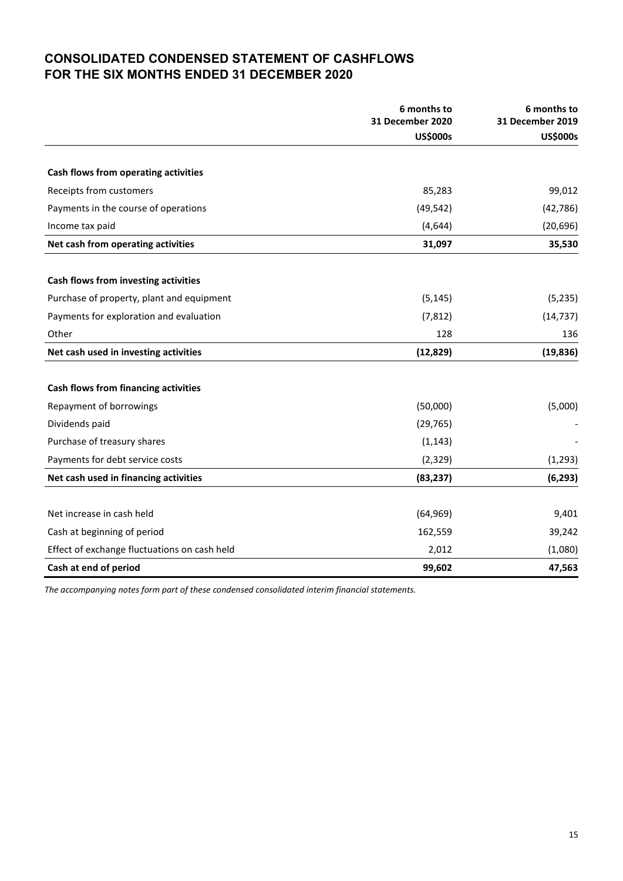# CONSOLIDATED CONDENSED STATEMENT OF CASHFLOWS
# FOR THE SIX MONTHS ENDED 31 DECEMBER 2020

| | 6 months to 31 December 2020 US$000s | 6 months to 31 December 2019 US$000s |
|---|---|---|
| **Cash flows from operating activities** | | |
| Receipts from customers | 85,283 | 99,012 |
| Payments in the course of operations | (49,542) | (42,786) |
| Income tax paid | (4,644) | (20,696) |
| **Net cash from operating activities** | **31,097** | **35,530** |
| **Cash flows from investing activities** | | |
| Purchase of property, plant and equipment | (5,145) | (5,235) |
| Payments for exploration and evaluation | (7,812) | (14,737) |
| Other | 128 | 136 |
| **Net cash used in investing activities** | **(12,829)** | **(19,836)** |
| **Cash flows from financing activities** | | |
| Repayment of borrowings | (50,000) | (5,000) |
| Dividends paid | (29,765) | - |
| Purchase of treasury shares | (1,143) | - |
| Payments for debt service costs | (2,329) | (1,293) |
| **Net cash used in financing activities** | **(83,237)** | **(6,293)** |
| Net increase in cash held | (64,969) | 9,401 |
| Cash at beginning of period | 162,559 | 39,242 |
| Effect of exchange fluctuations on cash held | 2,012 | (1,080) |
| **Cash at end of period** | **99,602** | **47,563** |

*The accompanying notes form part of these condensed consolidated interim financial statements.*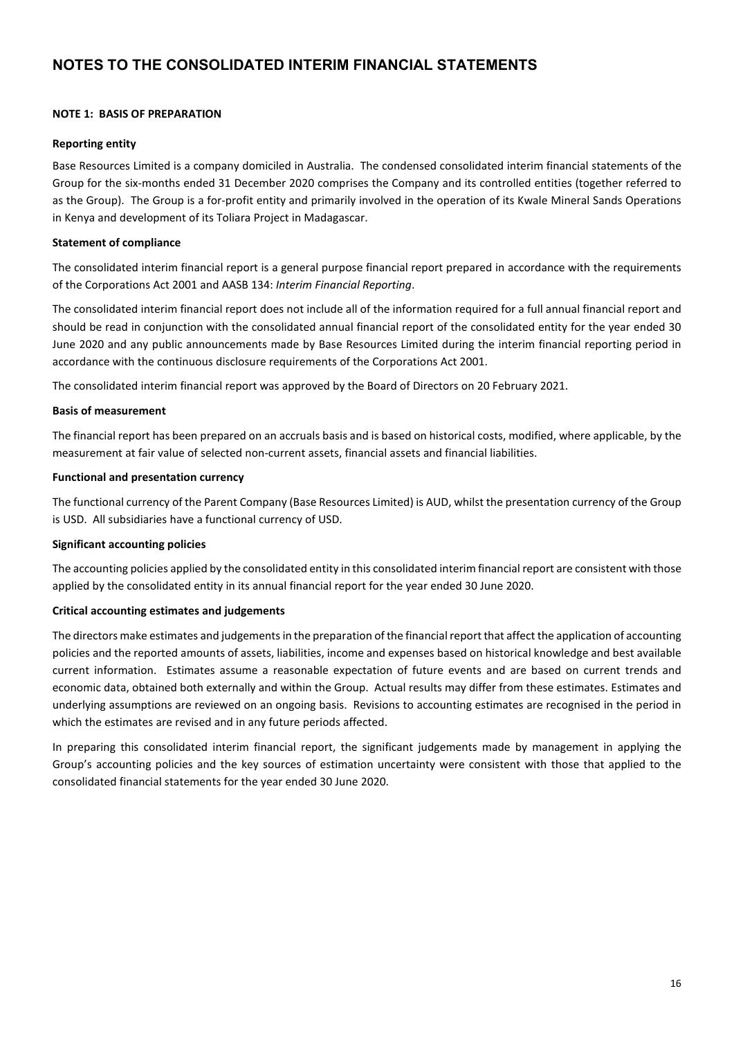# NOTES TO THE CONSOLIDATED INTERIM FINANCIAL STATEMENTS

## NOTE 1: BASIS OF PREPARATION

### Reporting entity

Base Resources Limited is a company domiciled in Australia. The condensed consolidated interim financial statements of the Group for the six-months ended 31 December 2020 comprises the Company and its controlled entities (together referred to as the Group). The Group is a for-profit entity and primarily involved in the operation of its Kwale Mineral Sands Operations in Kenya and development of its Toliara Project in Madagascar.

### Statement of compliance

The consolidated interim financial report is a general purpose financial report prepared in accordance with the requirements of the Corporations Act 2001 and AASB 134: *Interim Financial Reporting*.

The consolidated interim financial report does not include all of the information required for a full annual financial report and should be read in conjunction with the consolidated annual financial report of the consolidated entity for the year ended 30 June 2020 and any public announcements made by Base Resources Limited during the interim financial reporting period in accordance with the continuous disclosure requirements of the Corporations Act 2001.

The consolidated interim financial report was approved by the Board of Directors on 20 February 2021.

### Basis of measurement

The financial report has been prepared on an accruals basis and is based on historical costs, modified, where applicable, by the measurement at fair value of selected non-current assets, financial assets and financial liabilities.

### Functional and presentation currency

The functional currency of the Parent Company (Base Resources Limited) is AUD, whilst the presentation currency of the Group is USD. All subsidiaries have a functional currency of USD.

### Significant accounting policies

The accounting policies applied by the consolidated entity in this consolidated interim financial report are consistent with those applied by the consolidated entity in its annual financial report for the year ended 30 June 2020.

### Critical accounting estimates and judgements

The directors make estimates and judgements in the preparation of the financial report that affect the application of accounting policies and the reported amounts of assets, liabilities, income and expenses based on historical knowledge and best available current information. Estimates assume a reasonable expectation of future events and are based on current trends and economic data, obtained both externally and within the Group. Actual results may differ from these estimates. Estimates and underlying assumptions are reviewed on an ongoing basis. Revisions to accounting estimates are recognised in the period in which the estimates are revised and in any future periods affected.

In preparing this consolidated interim financial report, the significant judgements made by management in applying the Group's accounting policies and the key sources of estimation uncertainty were consistent with those that applied to the consolidated financial statements for the year ended 30 June 2020.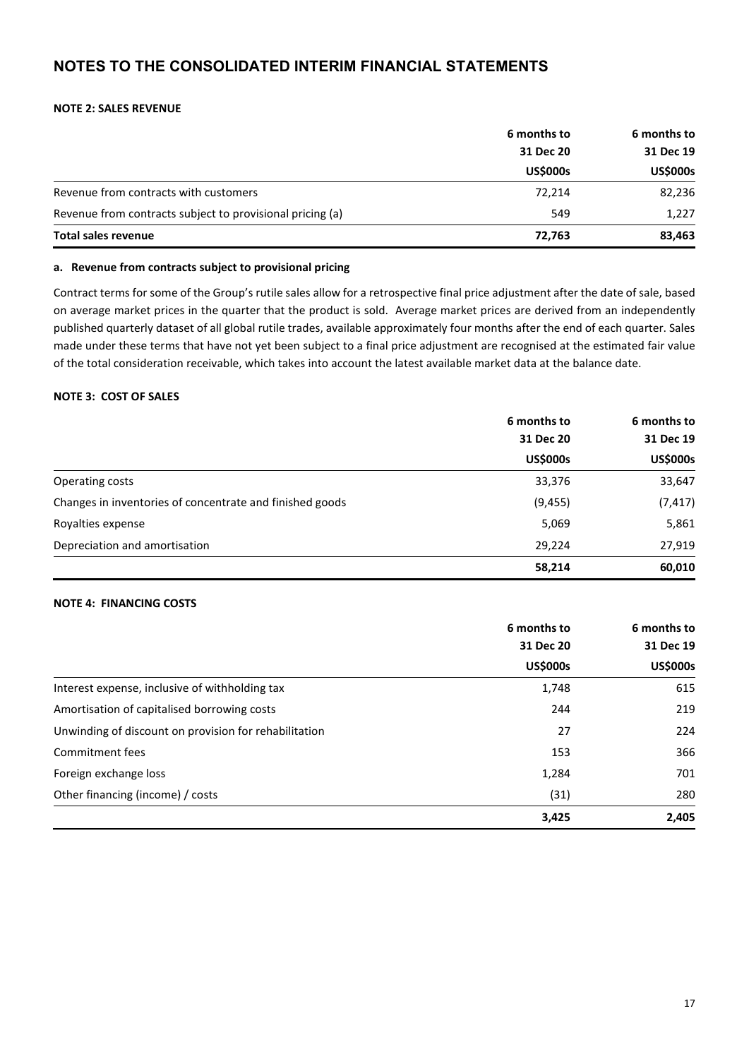# NOTES TO THE CONSOLIDATED INTERIM FINANCIAL STATEMENTS

**NOTE 2: SALES REVENUE**

| | 6 months to 31 Dec 20 US$000s | 6 months to 31 Dec 19 US$000s |
|---|---|---|
| Revenue from contracts with customers | 72,214 | 82,236 |
| Revenue from contracts subject to provisional pricing (a) | 549 | 1,227 |
| **Total sales revenue** | **72,763** | **83,463** |

**a. Revenue from contracts subject to provisional pricing**

Contract terms for some of the Group's rutile sales allow for a retrospective final price adjustment after the date of sale, based on average market prices in the quarter that the product is sold. Average market prices are derived from an independently published quarterly dataset of all global rutile trades, available approximately four months after the end of each quarter. Sales made under these terms that have not yet been subject to a final price adjustment are recognised at the estimated fair value of the total consideration receivable, which takes into account the latest available market data at the balance date.

**NOTE 3: COST OF SALES**

| | 6 months to 31 Dec 20 US$000s | 6 months to 31 Dec 19 US$000s |
|---|---|---|
| Operating costs | 33,376 | 33,647 |
| Changes in inventories of concentrate and finished goods | (9,455) | (7,417) |
| Royalties expense | 5,069 | 5,861 |
| Depreciation and amortisation | 29,224 | 27,919 |
| | **58,214** | **60,010** |

**NOTE 4: FINANCING COSTS**

| | 6 months to 31 Dec 20 US$000s | 6 months to 31 Dec 19 US$000s |
|---|---|---|
| Interest expense, inclusive of withholding tax | 1,748 | 615 |
| Amortisation of capitalised borrowing costs | 244 | 219 |
| Unwinding of discount on provision for rehabilitation | 27 | 224 |
| Commitment fees | 153 | 366 |
| Foreign exchange loss | 1,284 | 701 |
| Other financing (income) / costs | (31) | 280 |
| | **3,425** | **2,405** |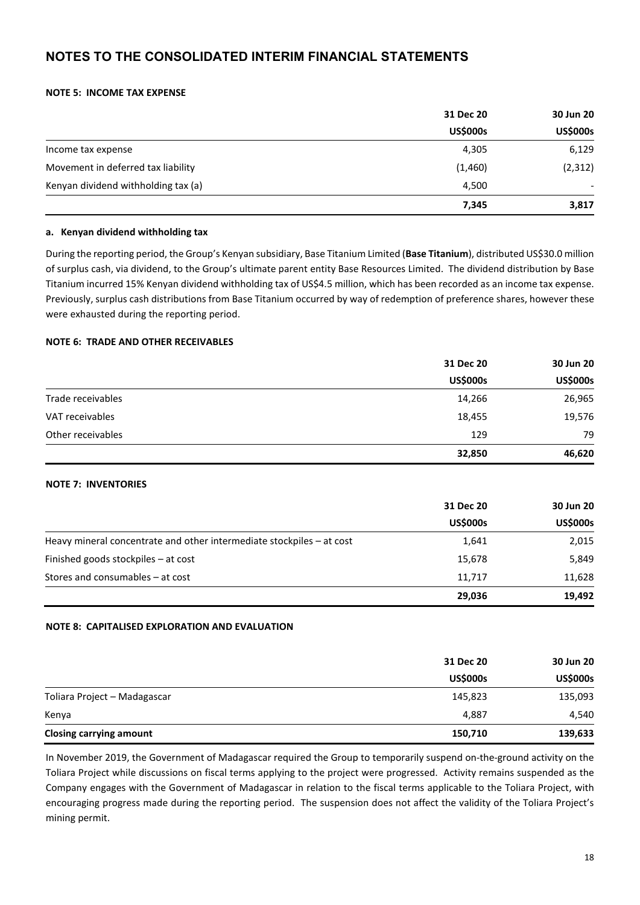# NOTES TO THE CONSOLIDATED INTERIM FINANCIAL STATEMENTS

## NOTE 5: INCOME TAX EXPENSE

| | 31 Dec 20 | 30 Jun 20 |
|---|---|---|
| | US$000s | US$000s |
| Income tax expense | 4,305 | 6,129 |
| Movement in deferred tax liability | (1,460) | (2,312) |
| Kenyan dividend withholding tax (a) | 4,500 | - |
| | **7,345** | **3,817** |

### a. Kenyan dividend withholding tax

During the reporting period, the Group's Kenyan subsidiary, Base Titanium Limited (**Base Titanium**), distributed US$30.0 million of surplus cash, via dividend, to the Group's ultimate parent entity Base Resources Limited. The dividend distribution by Base Titanium incurred 15% Kenyan dividend withholding tax of US$4.5 million, which has been recorded as an income tax expense. Previously, surplus cash distributions from Base Titanium occurred by way of redemption of preference shares, however these were exhausted during the reporting period.

## NOTE 6: TRADE AND OTHER RECEIVABLES

| | 31 Dec 20 | 30 Jun 20 |
|---|---|---|
| | US$000s | US$000s |
| Trade receivables | 14,266 | 26,965 |
| VAT receivables | 18,455 | 19,576 |
| Other receivables | 129 | 79 |
| | **32,850** | **46,620** |

## NOTE 7: INVENTORIES

| | 31 Dec 20 | 30 Jun 20 |
|---|---|---|
| | US$000s | US$000s |
| Heavy mineral concentrate and other intermediate stockpiles – at cost | 1,641 | 2,015 |
| Finished goods stockpiles – at cost | 15,678 | 5,849 |
| Stores and consumables – at cost | 11,717 | 11,628 |
| | **29,036** | **19,492** |

## NOTE 8: CAPITALISED EXPLORATION AND EVALUATION

| | 31 Dec 20 | 30 Jun 20 |
|---|---|---|
| | US$000s | US$000s |
| Toliara Project – Madagascar | 145,823 | 135,093 |
| Kenya | 4,887 | 4,540 |
| **Closing carrying amount** | **150,710** | **139,633** |

In November 2019, the Government of Madagascar required the Group to temporarily suspend on-the-ground activity on the Toliara Project while discussions on fiscal terms applying to the project were progressed. Activity remains suspended as the Company engages with the Government of Madagascar in relation to the fiscal terms applicable to the Toliara Project, with encouraging progress made during the reporting period. The suspension does not affect the validity of the Toliara Project's mining permit.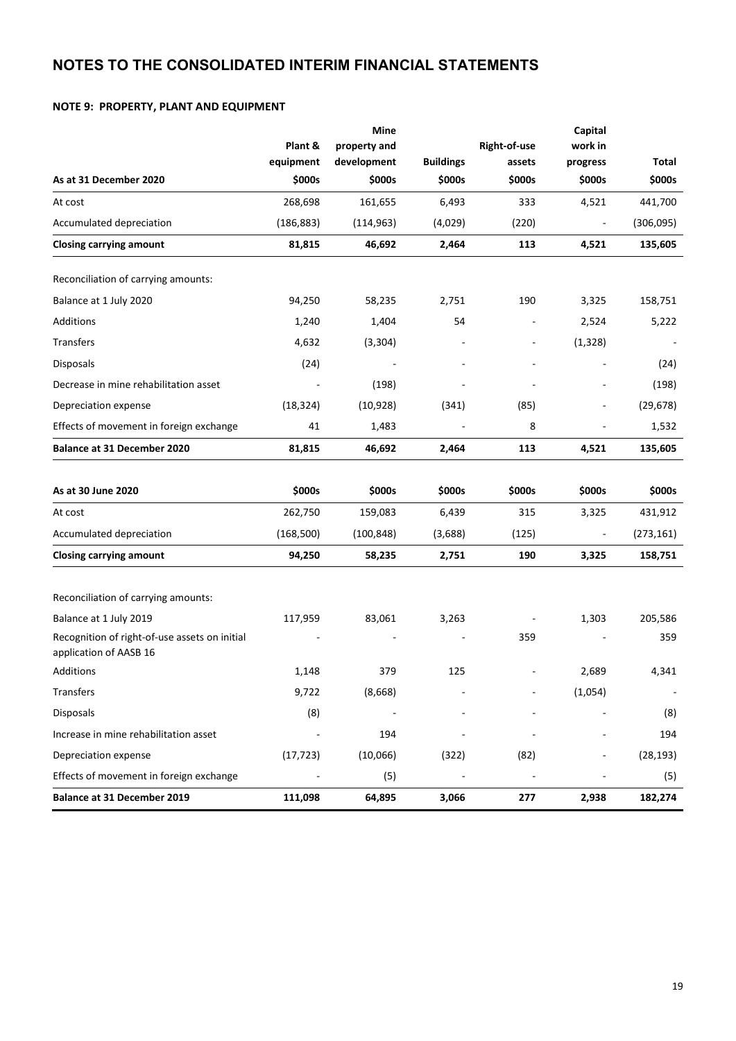# NOTES TO THE CONSOLIDATED INTERIM FINANCIAL STATEMENTS

## NOTE 9: PROPERTY, PLANT AND EQUIPMENT

| As at 31 December 2020 | Plant & equipment $000s | Mine property and development $000s | Buildings $000s | Right-of-use assets $000s | Capital work in progress $000s | Total $000s |
|---|---|---|---|---|---|---|
| At cost | 268,698 | 161,655 | 6,493 | 333 | 4,521 | 441,700 |
| Accumulated depreciation | (186,883) | (114,963) | (4,029) | (220) | - | (306,095) |
| **Closing carrying amount** | **81,815** | **46,692** | **2,464** | **113** | **4,521** | **135,605** |
| | | | | | | |
| Reconciliation of carrying amounts: | | | | | | |
| Balance at 1 July 2020 | 94,250 | 58,235 | 2,751 | 190 | 3,325 | 158,751 |
| Additions | 1,240 | 1,404 | 54 | - | 2,524 | 5,222 |
| Transfers | 4,632 | (3,304) | - | - | (1,328) | - |
| Disposals | (24) | - | - | - | - | (24) |
| Decrease in mine rehabilitation asset | - | (198) | - | - | - | (198) |
| Depreciation expense | (18,324) | (10,928) | (341) | (85) | - | (29,678) |
| Effects of movement in foreign exchange | 41 | 1,483 | - | 8 | - | 1,532 |
| **Balance at 31 December 2020** | **81,815** | **46,692** | **2,464** | **113** | **4,521** | **135,605** |

| As at 30 June 2020 | $000s | $000s | $000s | $000s | $000s | $000s |
|---|---|---|---|---|---|---|
| At cost | 262,750 | 159,083 | 6,439 | 315 | 3,325 | 431,912 |
| Accumulated depreciation | (168,500) | (100,848) | (3,688) | (125) | - | (273,161) |
| **Closing carrying amount** | **94,250** | **58,235** | **2,751** | **190** | **3,325** | **158,751** |
| | | | | | | |
| Reconciliation of carrying amounts: | | | | | | |
| Balance at 1 July 2019 | 117,959 | 83,061 | 3,263 | - | 1,303 | 205,586 |
| Recognition of right-of-use assets on initial application of AASB 16 | - | - | - | 359 | - | 359 |
| Additions | 1,148 | 379 | 125 | - | 2,689 | 4,341 |
| Transfers | 9,722 | (8,668) | - | - | (1,054) | - |
| Disposals | (8) | - | - | - | - | (8) |
| Increase in mine rehabilitation asset | - | 194 | - | - | - | 194 |
| Depreciation expense | (17,723) | (10,066) | (322) | (82) | - | (28,193) |
| Effects of movement in foreign exchange | - | (5) | - | - | - | (5) |
| **Balance at 31 December 2019** | **111,098** | **64,895** | **3,066** | **277** | **2,938** | **182,274** |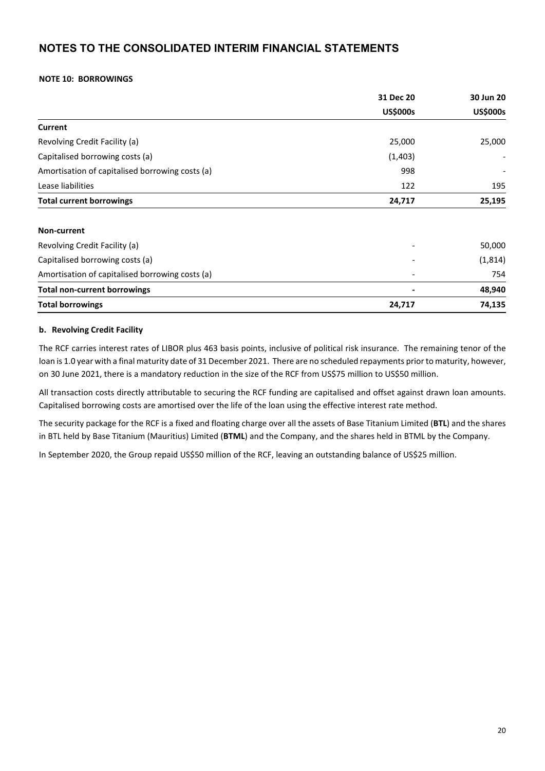# NOTES TO THE CONSOLIDATED INTERIM FINANCIAL STATEMENTS

### NOTE 10: BORROWINGS

| | 31 Dec 20 | 30 Jun 20 |
|---|---|---|
| | **US$000s** | **US$000s** |
| **Current** | | |
| Revolving Credit Facility (a) | 25,000 | 25,000 |
| Capitalised borrowing costs (a) | (1,403) | - |
| Amortisation of capitalised borrowing costs (a) | 998 | - |
| Lease liabilities | 122 | 195 |
| **Total current borrowings** | **24,717** | **25,195** |
| | | |
| **Non-current** | | |
| Revolving Credit Facility (a) | - | 50,000 |
| Capitalised borrowing costs (a) | - | (1,814) |
| Amortisation of capitalised borrowing costs (a) | - | 754 |
| **Total non-current borrowings** | **-** | **48,940** |
| **Total borrowings** | **24,717** | **74,135** |

#### b. Revolving Credit Facility

The RCF carries interest rates of LIBOR plus 463 basis points, inclusive of political risk insurance. The remaining tenor of the loan is 1.0 year with a final maturity date of 31 December 2021. There are no scheduled repayments prior to maturity, however, on 30 June 2021, there is a mandatory reduction in the size of the RCF from US$75 million to US$50 million.

All transaction costs directly attributable to securing the RCF funding are capitalised and offset against drawn loan amounts. Capitalised borrowing costs are amortised over the life of the loan using the effective interest rate method.

The security package for the RCF is a fixed and floating charge over all the assets of Base Titanium Limited (**BTL**) and the shares in BTL held by Base Titanium (Mauritius) Limited (**BTML**) and the Company, and the shares held in BTML by the Company.

In September 2020, the Group repaid US$50 million of the RCF, leaving an outstanding balance of US$25 million.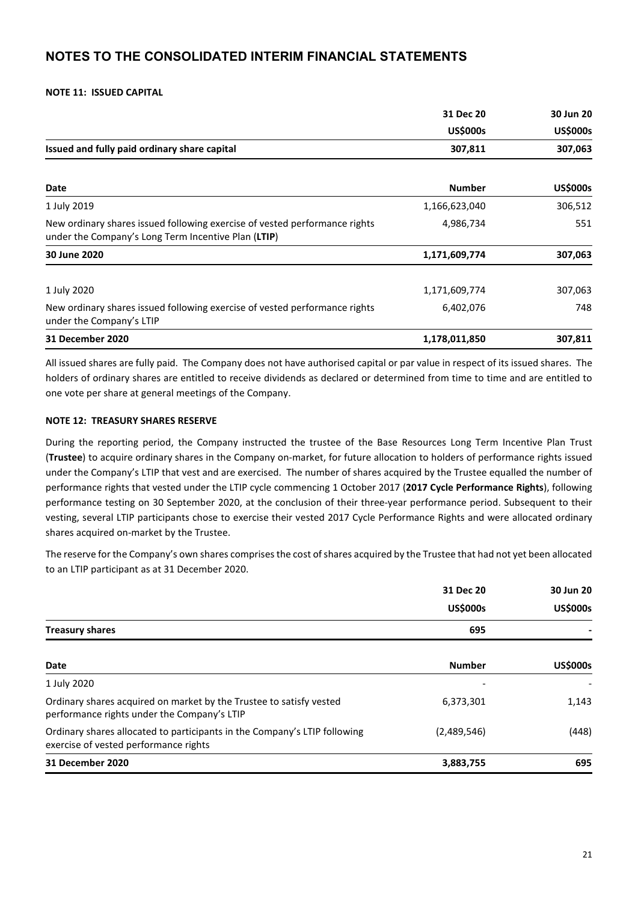# NOTES TO THE CONSOLIDATED INTERIM FINANCIAL STATEMENTS

**NOTE 11: ISSUED CAPITAL**

| | 31 Dec 20<br>US$000s | 30 Jun 20<br>US$000s |
|---|---|---|
| **Issued and fully paid ordinary share capital** | **307,811** | **307,063** |

| Date | Number | US$000s |
|---|---|---|
| 1 July 2019 | 1,166,623,040 | 306,512 |
| New ordinary shares issued following exercise of vested performance rights under the Company's Long Term Incentive Plan (**LTIP**) | 4,986,734 | 551 |
| **30 June 2020** | **1,171,609,774** | **307,063** |
| 1 July 2020 | 1,171,609,774 | 307,063 |
| New ordinary shares issued following exercise of vested performance rights under the Company's LTIP | 6,402,076 | 748 |
| **31 December 2020** | **1,178,011,850** | **307,811** |

All issued shares are fully paid. The Company does not have authorised capital or par value in respect of its issued shares. The holders of ordinary shares are entitled to receive dividends as declared or determined from time to time and are entitled to one vote per share at general meetings of the Company.

**NOTE 12: TREASURY SHARES RESERVE**

During the reporting period, the Company instructed the trustee of the Base Resources Long Term Incentive Plan Trust (**Trustee**) to acquire ordinary shares in the Company on-market, for future allocation to holders of performance rights issued under the Company's LTIP that vest and are exercised. The number of shares acquired by the Trustee equalled the number of performance rights that vested under the LTIP cycle commencing 1 October 2017 (**2017 Cycle Performance Rights**), following performance testing on 30 September 2020, at the conclusion of their three-year performance period. Subsequent to their vesting, several LTIP participants chose to exercise their vested 2017 Cycle Performance Rights and were allocated ordinary shares acquired on-market by the Trustee.

The reserve for the Company's own shares comprises the cost of shares acquired by the Trustee that had not yet been allocated to an LTIP participant as at 31 December 2020.

| | 31 Dec 20<br>US$000s | 30 Jun 20<br>US$000s |
|---|---|---|
| **Treasury shares** | **695** | **-** |

| Date | Number | US$000s |
|---|---|---|
| 1 July 2020 | - | - |
| Ordinary shares acquired on market by the Trustee to satisfy vested performance rights under the Company's LTIP | 6,373,301 | 1,143 |
| Ordinary shares allocated to participants in the Company's LTIP following exercise of vested performance rights | (2,489,546) | (448) |
| **31 December 2020** | **3,883,755** | **695** |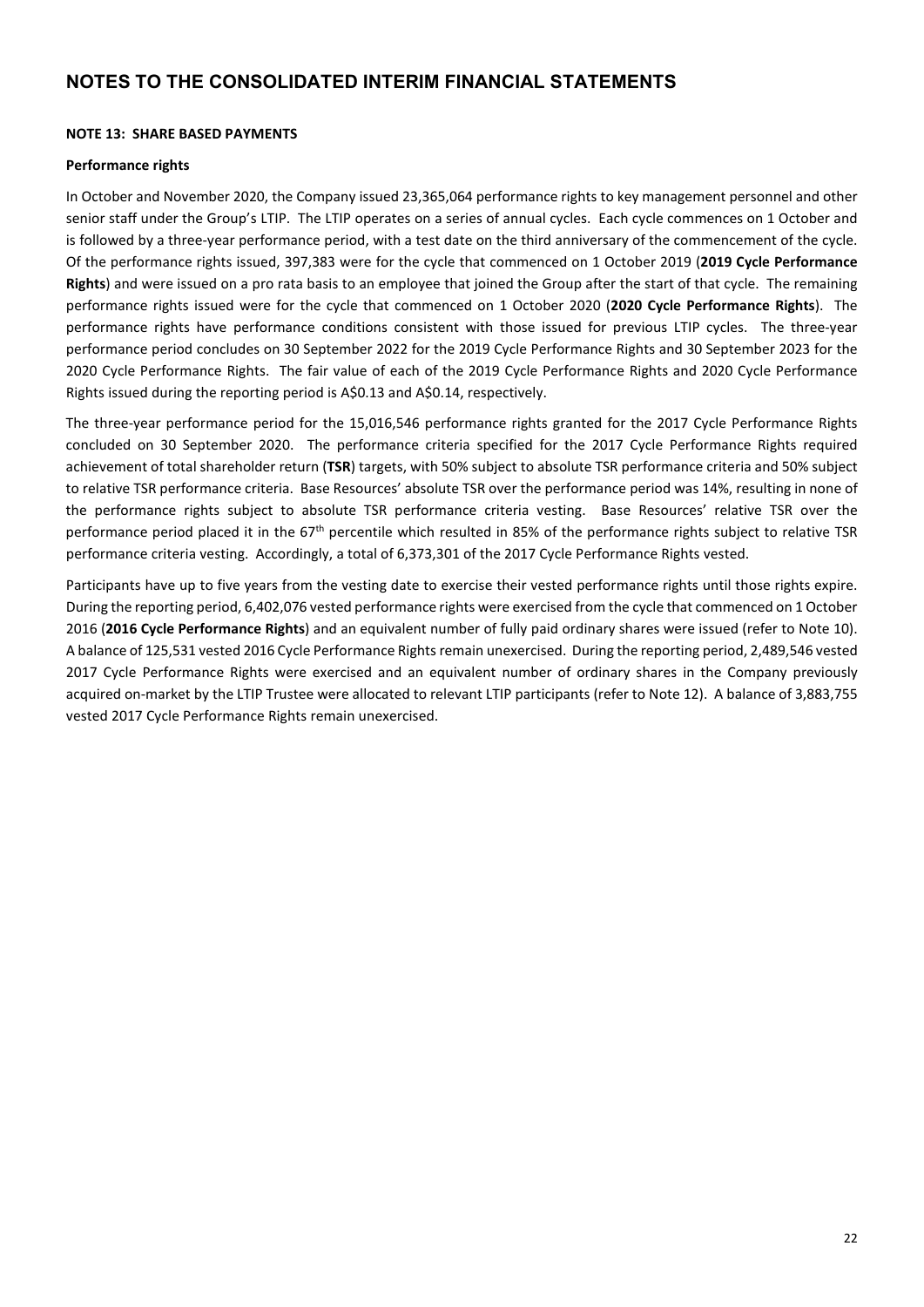# NOTES TO THE CONSOLIDATED INTERIM FINANCIAL STATEMENTS

**NOTE 13: SHARE BASED PAYMENTS**

**Performance rights**

In October and November 2020, the Company issued 23,365,064 performance rights to key management personnel and other senior staff under the Group's LTIP. The LTIP operates on a series of annual cycles. Each cycle commences on 1 October and is followed by a three-year performance period, with a test date on the third anniversary of the commencement of the cycle. Of the performance rights issued, 397,383 were for the cycle that commenced on 1 October 2019 (**2019 Cycle Performance Rights**) and were issued on a pro rata basis to an employee that joined the Group after the start of that cycle. The remaining performance rights issued were for the cycle that commenced on 1 October 2020 (**2020 Cycle Performance Rights**). The performance rights have performance conditions consistent with those issued for previous LTIP cycles. The three-year performance period concludes on 30 September 2022 for the 2019 Cycle Performance Rights and 30 September 2023 for the 2020 Cycle Performance Rights. The fair value of each of the 2019 Cycle Performance Rights and 2020 Cycle Performance Rights issued during the reporting period is A$0.13 and A$0.14, respectively.

The three-year performance period for the 15,016,546 performance rights granted for the 2017 Cycle Performance Rights concluded on 30 September 2020. The performance criteria specified for the 2017 Cycle Performance Rights required achievement of total shareholder return (**TSR**) targets, with 50% subject to absolute TSR performance criteria and 50% subject to relative TSR performance criteria. Base Resources' absolute TSR over the performance period was 14%, resulting in none of the performance rights subject to absolute TSR performance criteria vesting. Base Resources' relative TSR over the performance period placed it in the 67th percentile which resulted in 85% of the performance rights subject to relative TSR performance criteria vesting. Accordingly, a total of 6,373,301 of the 2017 Cycle Performance Rights vested.

Participants have up to five years from the vesting date to exercise their vested performance rights until those rights expire. During the reporting period, 6,402,076 vested performance rights were exercised from the cycle that commenced on 1 October 2016 (**2016 Cycle Performance Rights**) and an equivalent number of fully paid ordinary shares were issued (refer to Note 10). A balance of 125,531 vested 2016 Cycle Performance Rights remain unexercised. During the reporting period, 2,489,546 vested 2017 Cycle Performance Rights were exercised and an equivalent number of ordinary shares in the Company previously acquired on-market by the LTIP Trustee were allocated to relevant LTIP participants (refer to Note 12). A balance of 3,883,755 vested 2017 Cycle Performance Rights remain unexercised.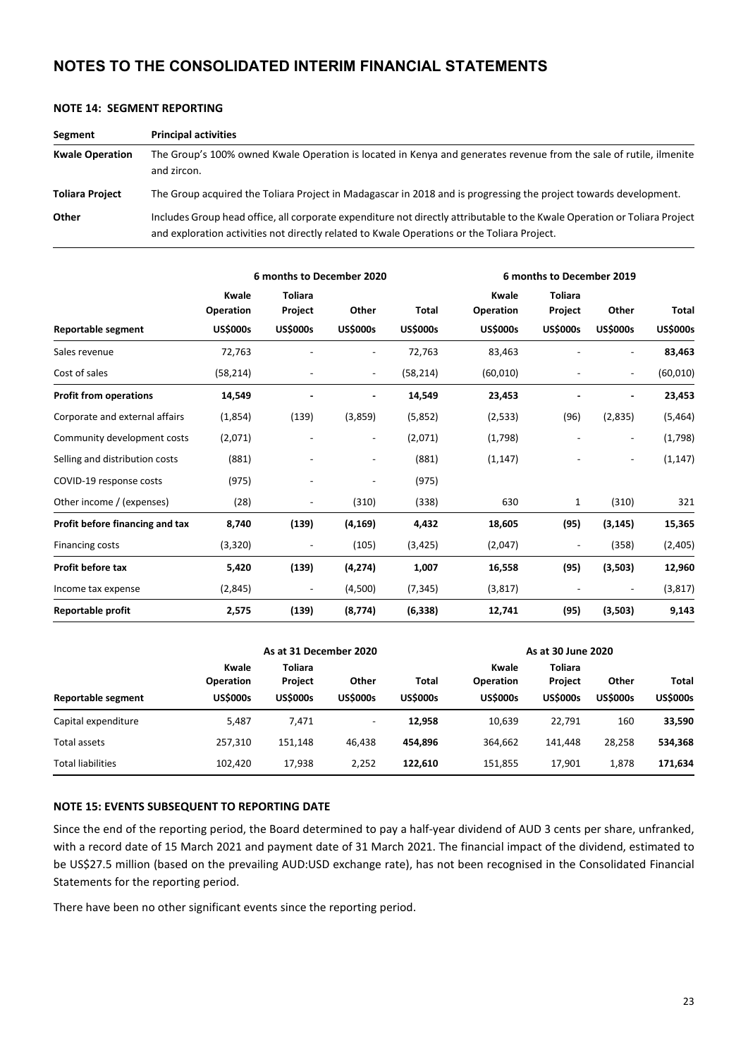# NOTES TO THE CONSOLIDATED INTERIM FINANCIAL STATEMENTS

## NOTE 14: SEGMENT REPORTING

| Segment | Principal activities |
|---|---|
| **Kwale Operation** | The Group's 100% owned Kwale Operation is located in Kenya and generates revenue from the sale of rutile, ilmenite and zircon. |
| **Toliara Project** | The Group acquired the Toliara Project in Madagascar in 2018 and is progressing the project towards development. |
| **Other** | Includes Group head office, all corporate expenditure not directly attributable to the Kwale Operation or Toliara Project and exploration activities not directly related to Kwale Operations or the Toliara Project. |

| | 6 months to December 2020 | | | | 6 months to December 2019 | | | |
|---|---|---|---|---|---|---|---|---|
| **Reportable segment** | **Kwale Operation US$000s** | **Toliara Project US$000s** | **Other US$000s** | **Total US$000s** | **Kwale Operation US$000s** | **Toliara Project US$000s** | **Other US$000s** | **Total US$000s** |
| Sales revenue | 72,763 | - | - | 72,763 | 83,463 | - | - | **83,463** |
| Cost of sales | (58,214) | - | - | (58,214) | (60,010) | - | - | (60,010) |
| **Profit from operations** | **14,549** | **-** | **-** | **14,549** | **23,453** | **-** | **-** | **23,453** |
| Corporate and external affairs | (1,854) | (139) | (3,859) | (5,852) | (2,533) | (96) | (2,835) | (5,464) |
| Community development costs | (2,071) | - | - | (2,071) | (1,798) | - | - | (1,798) |
| Selling and distribution costs | (881) | - | - | (881) | (1,147) | - | - | (1,147) |
| COVID-19 response costs | (975) | - | - | (975) | | | | |
| Other income / (expenses) | (28) | - | (310) | (338) | 630 | 1 | (310) | 321 |
| **Profit before financing and tax** | **8,740** | **(139)** | **(4,169)** | **4,432** | **18,605** | **(95)** | **(3,145)** | **15,365** |
| Financing costs | (3,320) | - | (105) | (3,425) | (2,047) | - | (358) | (2,405) |
| **Profit before tax** | **5,420** | **(139)** | **(4,274)** | **1,007** | **16,558** | **(95)** | **(3,503)** | **12,960** |
| Income tax expense | (2,845) | - | (4,500) | (7,345) | (3,817) | - | - | (3,817) |
| **Reportable profit** | **2,575** | **(139)** | **(8,774)** | **(6,338)** | **12,741** | **(95)** | **(3,503)** | **9,143** |

| | As at 31 December 2020 | | | | As at 30 June 2020 | | | |
|---|---|---|---|---|---|---|---|---|
| **Reportable segment** | **Kwale Operation US$000s** | **Toliara Project US$000s** | **Other US$000s** | **Total US$000s** | **Kwale Operation US$000s** | **Toliara Project US$000s** | **Other US$000s** | **Total US$000s** |
| Capital expenditure | 5,487 | 7,471 | - | **12,958** | 10,639 | 22,791 | 160 | **33,590** |
| Total assets | 257,310 | 151,148 | 46,438 | **454,896** | 364,662 | 141,448 | 28,258 | **534,368** |
| Total liabilities | 102,420 | 17,938 | 2,252 | **122,610** | 151,855 | 17,901 | 1,878 | **171,634** |

## NOTE 15: EVENTS SUBSEQUENT TO REPORTING DATE

Since the end of the reporting period, the Board determined to pay a half-year dividend of AUD 3 cents per share, unfranked, with a record date of 15 March 2021 and payment date of 31 March 2021. The financial impact of the dividend, estimated to be US$27.5 million (based on the prevailing AUD:USD exchange rate), has not been recognised in the Consolidated Financial Statements for the reporting period.

There have been no other significant events since the reporting period.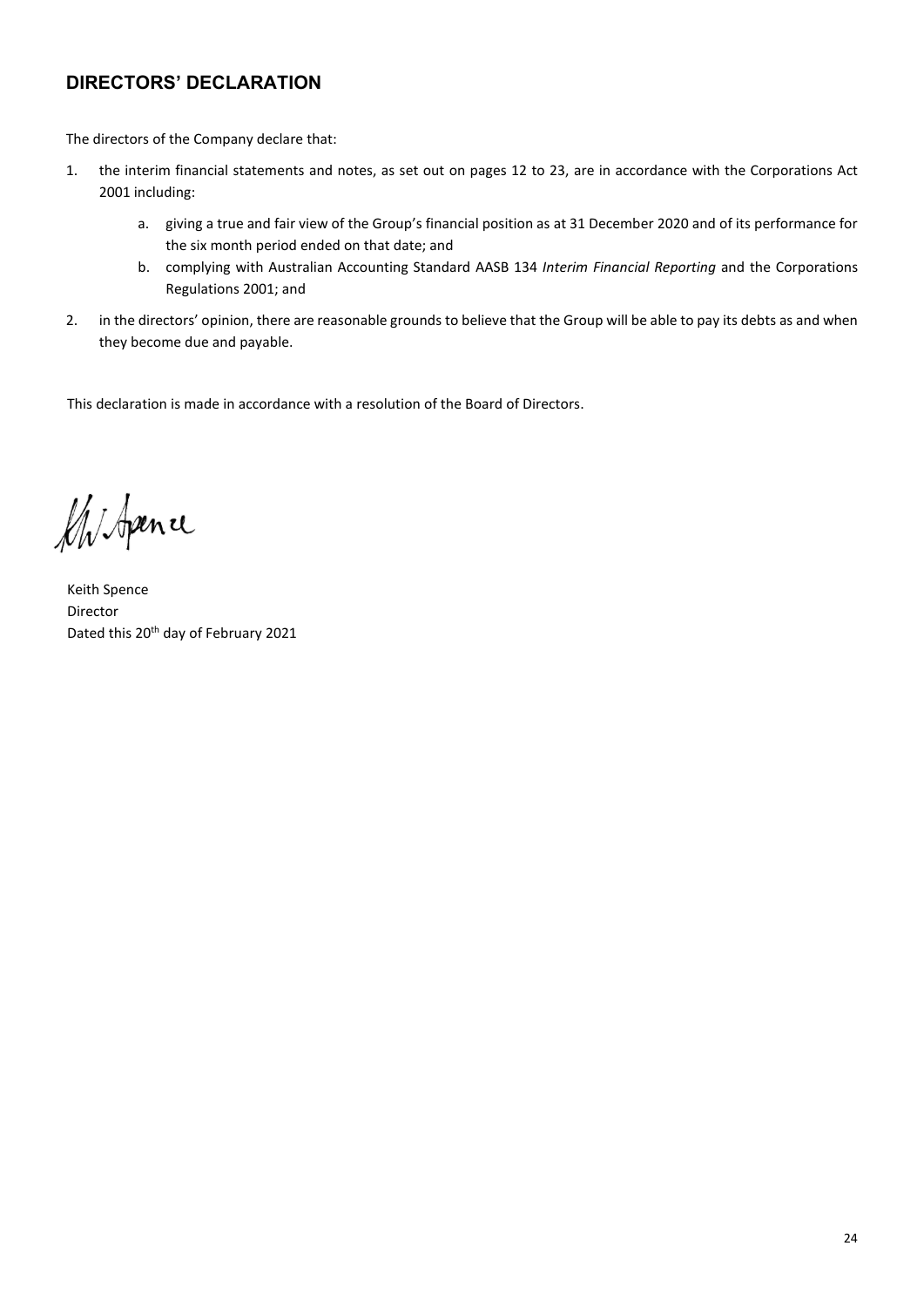## DIRECTORS' DECLARATION

The directors of the Company declare that:

1. the interim financial statements and notes, as set out on pages 12 to 23, are in accordance with the Corporations Act 2001 including:

    a. giving a true and fair view of the Group's financial position as at 31 December 2020 and of its performance for the six month period ended on that date; and

    b. complying with Australian Accounting Standard AASB 134 *Interim Financial Reporting* and the Corporations Regulations 2001; and

2. in the directors' opinion, there are reasonable grounds to believe that the Group will be able to pay its debts as and when they become due and payable.

This declaration is made in accordance with a resolution of the Board of Directors.

Keith Spence
Director
Dated this 20th day of February 2021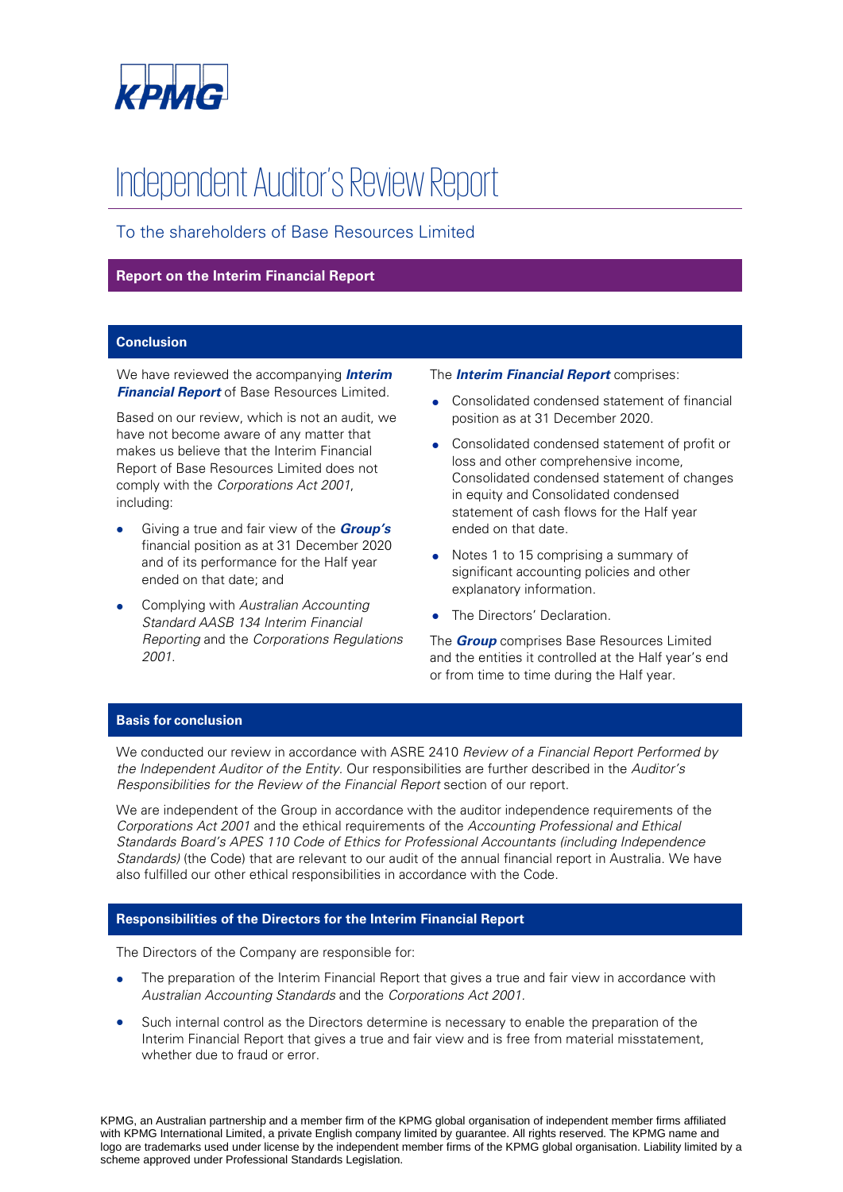KPMG

# Independent Auditor's Review Report

## To the shareholders of Base Resources Limited

### Report on the Interim Financial Report

#### Conclusion

We have reviewed the accompanying ***Interim Financial Report*** of Base Resources Limited.

Based on our review, which is not an audit, we have not become aware of any matter that makes us believe that the Interim Financial Report of Base Resources Limited does not comply with the *Corporations Act 2001*, including:

- Giving a true and fair view of the ***Group's*** financial position as at 31 December 2020 and of its performance for the Half year ended on that date; and
- Complying with *Australian Accounting Standard AASB 134 Interim Financial Reporting* and the *Corporations Regulations 2001*.

The ***Interim Financial Report*** comprises:

- Consolidated condensed statement of financial position as at 31 December 2020.
- Consolidated condensed statement of profit or loss and other comprehensive income, Consolidated condensed statement of changes in equity and Consolidated condensed statement of cash flows for the Half year ended on that date.
- Notes 1 to 15 comprising a summary of significant accounting policies and other explanatory information.
- The Directors' Declaration.

The ***Group*** comprises Base Resources Limited and the entities it controlled at the Half year's end or from time to time during the Half year.

#### Basis for conclusion

We conducted our review in accordance with ASRE 2410 *Review of a Financial Report Performed by the Independent Auditor of the Entity.* Our responsibilities are further described in the *Auditor's Responsibilities for the Review of the Financial Report* section of our report.

We are independent of the Group in accordance with the auditor independence requirements of the *Corporations Act 2001* and the ethical requirements of the *Accounting Professional and Ethical Standards Board's APES 110 Code of Ethics for Professional Accountants (including Independence Standards)* (the Code) that are relevant to our audit of the annual financial report in Australia. We have also fulfilled our other ethical responsibilities in accordance with the Code.

#### Responsibilities of the Directors for the Interim Financial Report

The Directors of the Company are responsible for:

- The preparation of the Interim Financial Report that gives a true and fair view in accordance with *Australian Accounting Standards* and the *Corporations Act 2001*.
- Such internal control as the Directors determine is necessary to enable the preparation of the Interim Financial Report that gives a true and fair view and is free from material misstatement, whether due to fraud or error.

KPMG, an Australian partnership and a member firm of the KPMG global organisation of independent member firms affiliated with KPMG International Limited, a private English company limited by guarantee. All rights reserved. The KPMG name and logo are trademarks used under license by the independent member firms of the KPMG global organisation. Liability limited by a scheme approved under Professional Standards Legislation.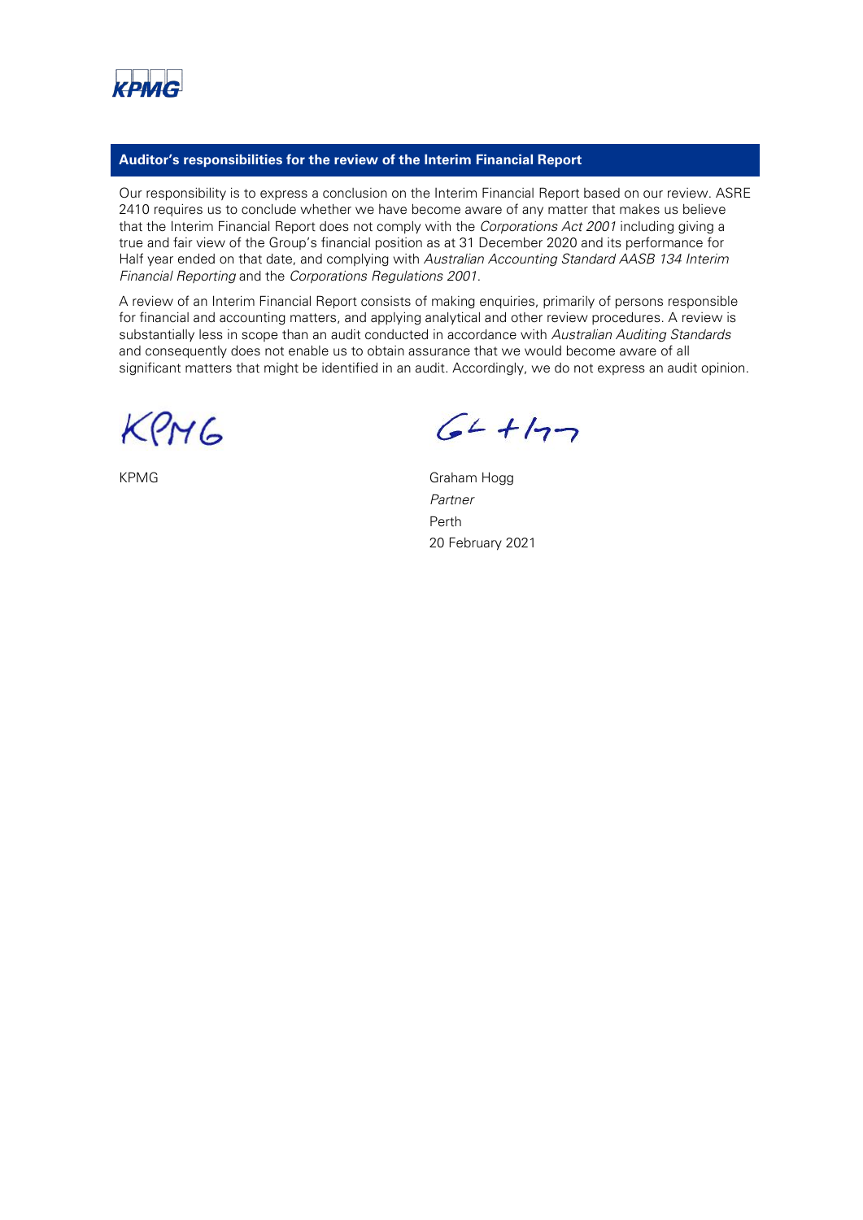## Auditor's responsibilities for the review of the Interim Financial Report

Our responsibility is to express a conclusion on the Interim Financial Report based on our review. ASRE 2410 requires us to conclude whether we have become aware of any matter that makes us believe that the Interim Financial Report does not comply with the *Corporations Act 2001* including giving a true and fair view of the Group's financial position as at 31 December 2020 and its performance for Half year ended on that date, and complying with *Australian Accounting Standard AASB 134 Interim Financial Reporting* and the *Corporations Regulations 2001*.

A review of an Interim Financial Report consists of making enquiries, primarily of persons responsible for financial and accounting matters, and applying analytical and other review procedures. A review is substantially less in scope than an audit conducted in accordance with *Australian Auditing Standards* and consequently does not enable us to obtain assurance that we would become aware of all significant matters that might be identified in an audit. Accordingly, we do not express an audit opinion.

KPMG

Graham Hogg
*Partner*
Perth
20 February 2021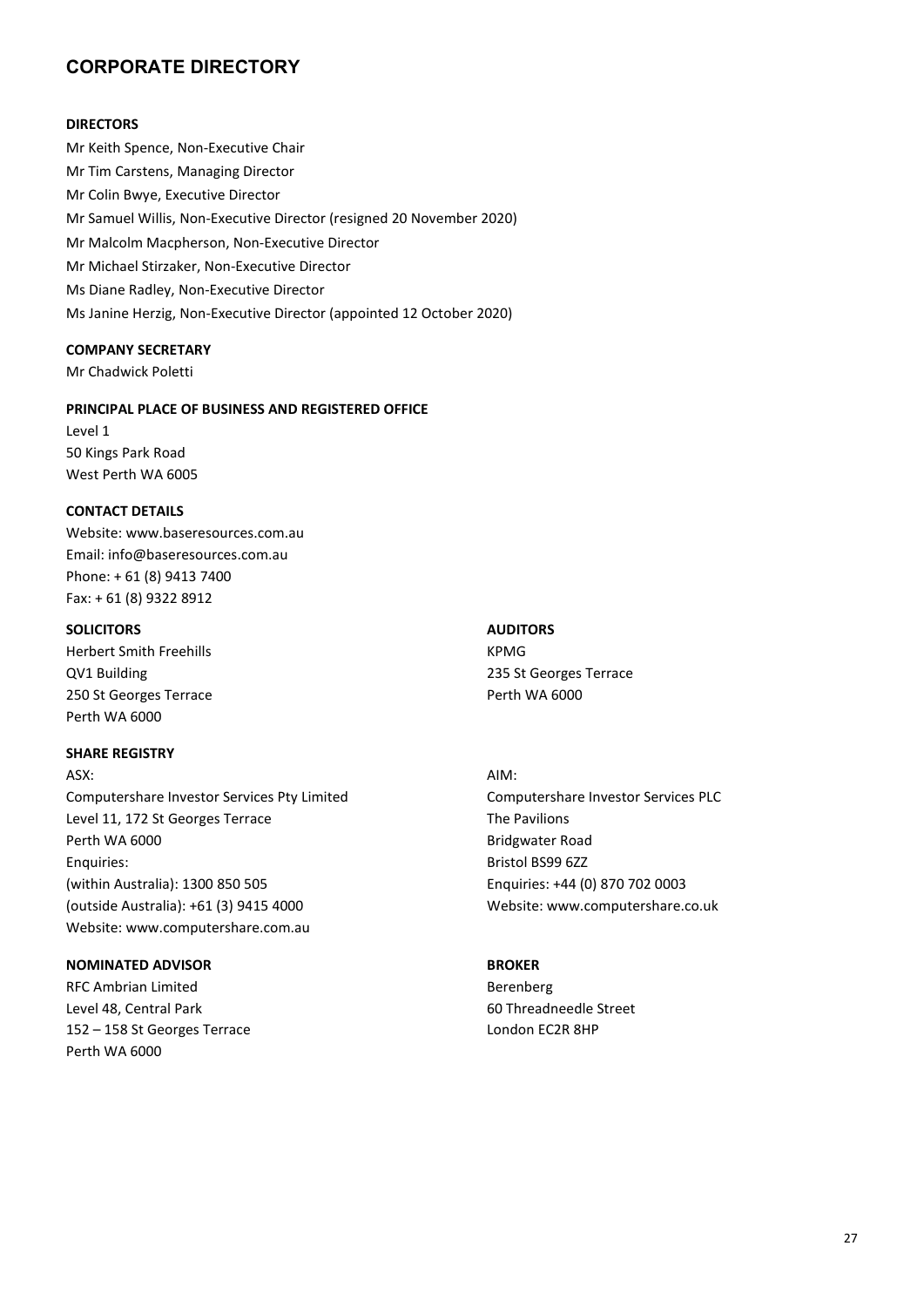# CORPORATE DIRECTORY

**DIRECTORS**

Mr Keith Spence, Non-Executive Chair
Mr Tim Carstens, Managing Director
Mr Colin Bwye, Executive Director
Mr Samuel Willis, Non-Executive Director (resigned 20 November 2020)
Mr Malcolm Macpherson, Non-Executive Director
Mr Michael Stirzaker, Non-Executive Director
Ms Diane Radley, Non-Executive Director
Ms Janine Herzig, Non-Executive Director (appointed 12 October 2020)

**COMPANY SECRETARY**

Mr Chadwick Poletti

**PRINCIPAL PLACE OF BUSINESS AND REGISTERED OFFICE**

Level 1
50 Kings Park Road
West Perth WA 6005

**CONTACT DETAILS**

Website: www.baseresources.com.au
Email: info@baseresources.com.au
Phone: + 61 (8) 9413 7400
Fax: + 61 (8) 9322 8912

**SOLICITORS**

Herbert Smith Freehills
QV1 Building
250 St Georges Terrace
Perth WA 6000

**AUDITORS**

KPMG
235 St Georges Terrace
Perth WA 6000

**SHARE REGISTRY**

ASX:
Computershare Investor Services Pty Limited
Level 11, 172 St Georges Terrace
Perth WA 6000
Enquiries:
(within Australia): 1300 850 505
(outside Australia): +61 (3) 9415 4000
Website: www.computershare.com.au

AIM:
Computershare Investor Services PLC
The Pavilions
Bridgwater Road
Bristol BS99 6ZZ
Enquiries: +44 (0) 870 702 0003
Website: www.computershare.co.uk

**NOMINATED ADVISOR**

RFC Ambrian Limited
Level 48, Central Park
152 – 158 St Georges Terrace
Perth WA 6000

**BROKER**

Berenberg
60 Threadneedle Street
London EC2R 8HP